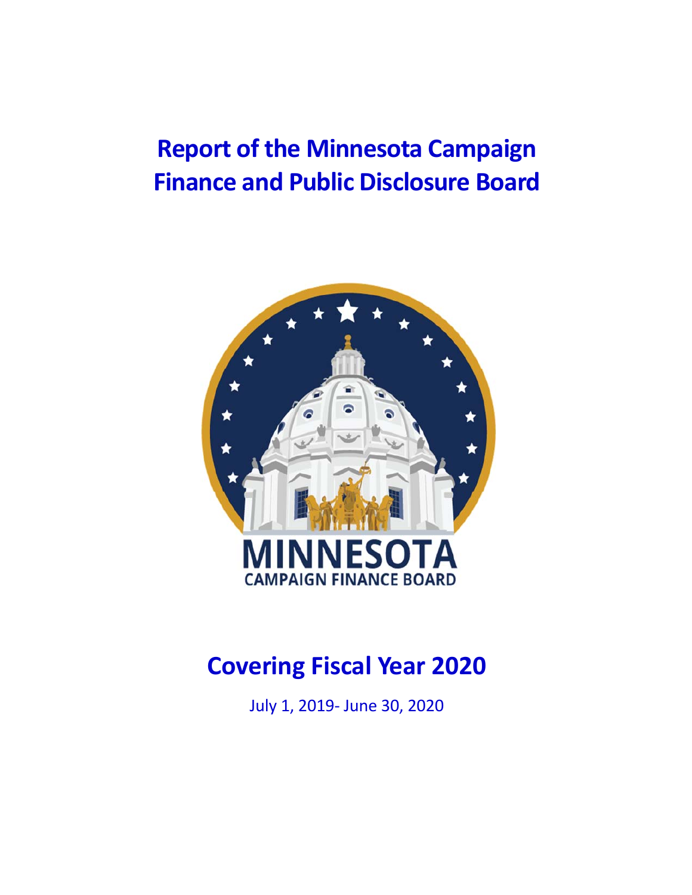# Report of the Minnesota Campaign Finance and Public Disclosure Board

MINNESOTA
CAMPAIGN FINANCE BOARD

## Covering Fiscal Year 2020

July 1, 2019- June 30, 2020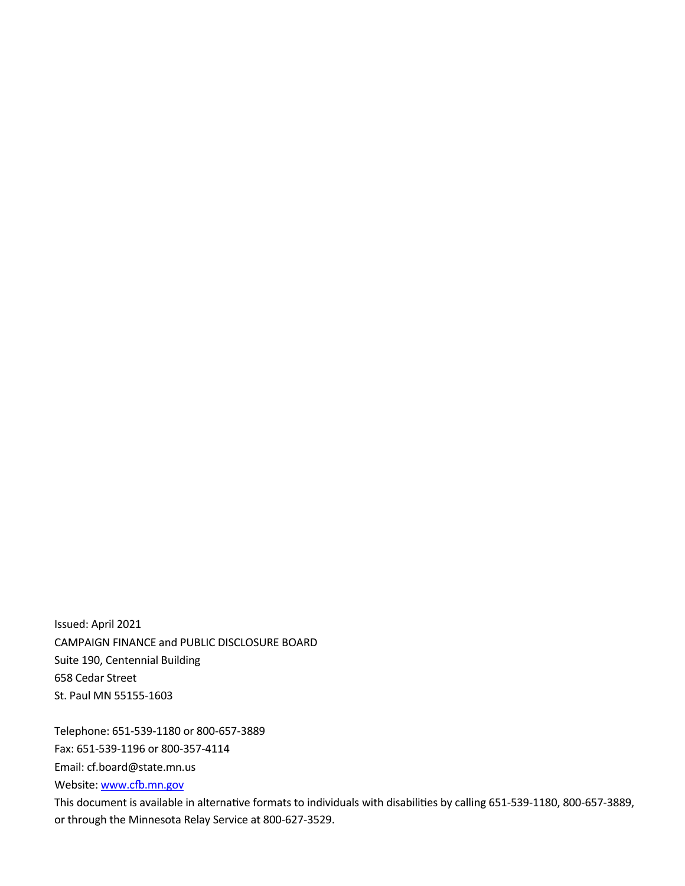Issued: April 2021

CAMPAIGN FINANCE and PUBLIC DISCLOSURE BOARD

Suite 190, Centennial Building

658 Cedar Street

St. Paul MN 55155-1603

Telephone: 651-539-1180 or 800-657-3889

Fax: 651-539-1196 or 800-357-4114

Email: cf.board@state.mn.us

Website: [www.cfb.mn.gov](http://www.cfb.mn.gov)

This document is available in alternative formats to individuals with disabilities by calling 651-539-1180, 800-657-3889, or through the Minnesota Relay Service at 800-627-3529.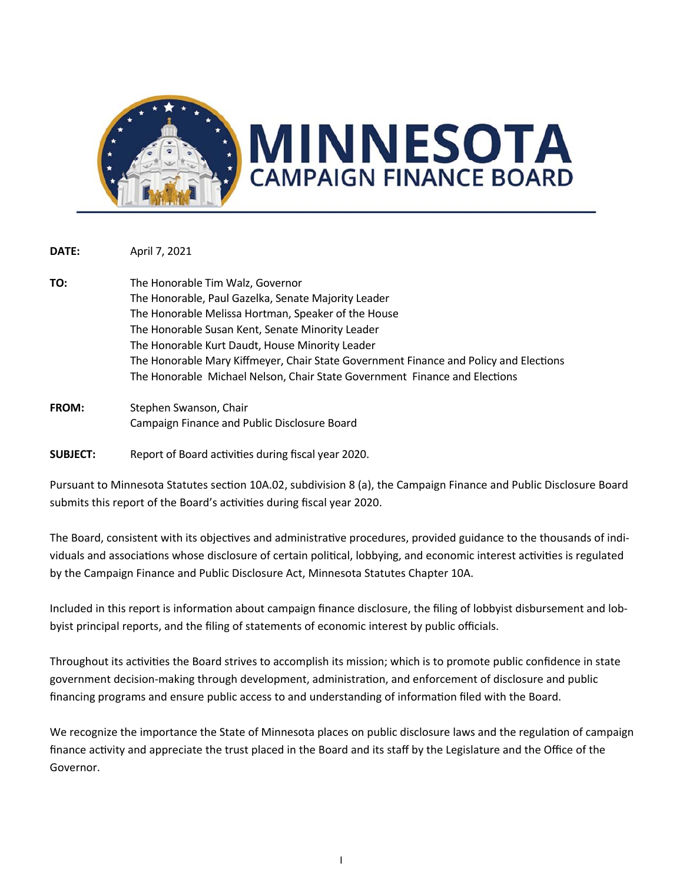# MINNESOTA CAMPAIGN FINANCE BOARD

**DATE:** April 7, 2021

**TO:** The Honorable Tim Walz, Governor
The Honorable, Paul Gazelka, Senate Majority Leader
The Honorable Melissa Hortman, Speaker of the House
The Honorable Susan Kent, Senate Minority Leader
The Honorable Kurt Daudt, House Minority Leader
The Honorable Mary Kiffmeyer, Chair State Government Finance and Policy and Elections
The Honorable Michael Nelson, Chair State Government Finance and Elections

**FROM:** Stephen Swanson, Chair
Campaign Finance and Public Disclosure Board

**SUBJECT:** Report of Board activities during fiscal year 2020.

Pursuant to Minnesota Statutes section 10A.02, subdivision 8 (a), the Campaign Finance and Public Disclosure Board submits this report of the Board's activities during fiscal year 2020.

The Board, consistent with its objectives and administrative procedures, provided guidance to the thousands of individuals and associations whose disclosure of certain political, lobbying, and economic interest activities is regulated by the Campaign Finance and Public Disclosure Act, Minnesota Statutes Chapter 10A.

Included in this report is information about campaign finance disclosure, the filing of lobbyist disbursement and lobbyist principal reports, and the filing of statements of economic interest by public officials.

Throughout its activities the Board strives to accomplish its mission; which is to promote public confidence in state government decision-making through development, administration, and enforcement of disclosure and public financing programs and ensure public access to and understanding of information filed with the Board.

We recognize the importance the State of Minnesota places on public disclosure laws and the regulation of campaign finance activity and appreciate the trust placed in the Board and its staff by the Legislature and the Office of the Governor.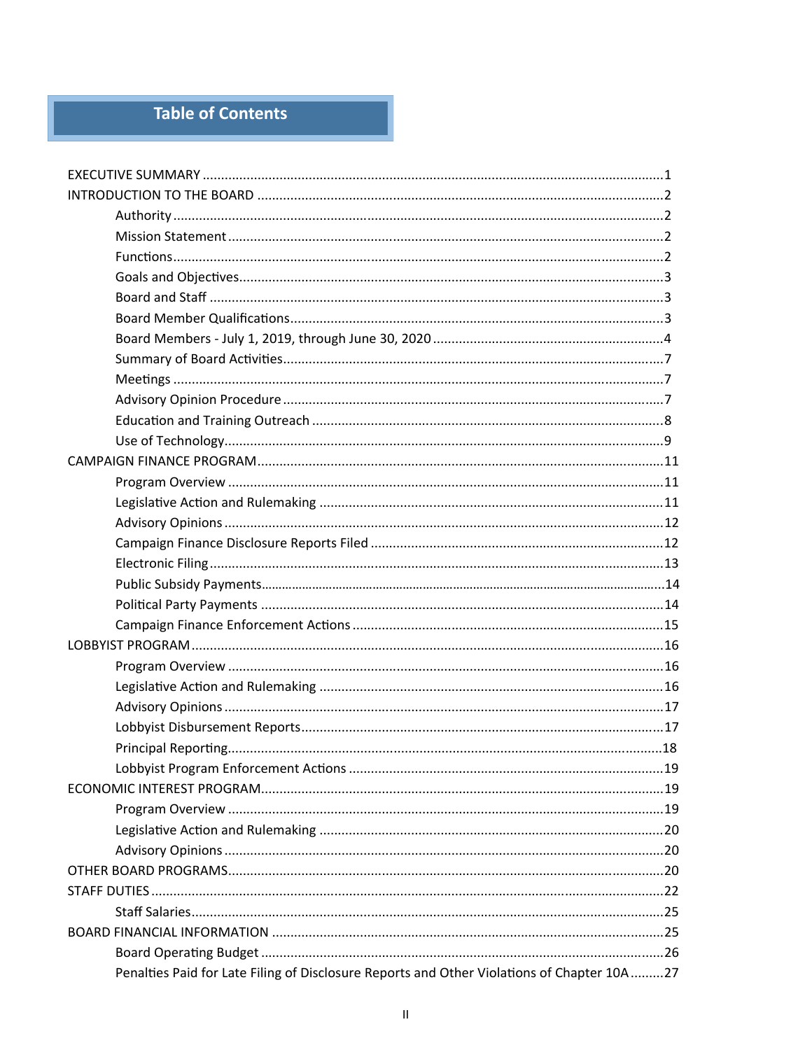# Table of Contents

EXECUTIVE SUMMARY ........................................................................................................ 1

INTRODUCTION TO THE BOARD ........................................................................................ 2

- Authority ........................................................................................................................ 2
- Mission Statement .......................................................................................................... 2
- Functions ........................................................................................................................ 2
- Goals and Objectives ....................................................................................................... 3
- Board and Staff ............................................................................................................... 3
- Board Member Qualifications .......................................................................................... 3
- Board Members - July 1, 2019, through June 30, 2020 ...................................................... 4
- Summary of Board Activities ............................................................................................ 7
- Meetings ......................................................................................................................... 7
- Advisory Opinion Procedure ............................................................................................ 7
- Education and Training Outreach .................................................................................... 8
- Use of Technology ........................................................................................................... 9

CAMPAIGN FINANCE PROGRAM ........................................................................................ 11

- Program Overview ......................................................................................................... 11
- Legislative Action and Rulemaking ................................................................................. 11
- Advisory Opinions ......................................................................................................... 12
- Campaign Finance Disclosure Reports Filed ................................................................... 12
- Electronic Filing ............................................................................................................ 13
- Public Subsidy Payments ............................................................................................... 14
- Political Party Payments ................................................................................................ 14
- Campaign Finance Enforcement Actions ........................................................................ 15

LOBBYIST PROGRAM .......................................................................................................... 16

- Program Overview ......................................................................................................... 16
- Legislative Action and Rulemaking ................................................................................. 16
- Advisory Opinions ......................................................................................................... 17
- Lobbyist Disbursement Reports ..................................................................................... 17
- Principal Reporting ........................................................................................................ 18
- Lobbyist Program Enforcement Actions ......................................................................... 19

ECONOMIC INTEREST PROGRAM ...................................................................................... 19

- Program Overview ......................................................................................................... 19
- Legislative Action and Rulemaking ................................................................................. 20
- Advisory Opinions ......................................................................................................... 20

OTHER BOARD PROGRAMS ............................................................................................... 20

STAFF DUTIES .................................................................................................................... 22

- Staff Salaries ................................................................................................................. 25

BOARD FINANCIAL INFORMATION .................................................................................... 25

- Board Operating Budget ................................................................................................ 26
- Penalties Paid for Late Filing of Disclosure Reports and Other Violations of Chapter 10A ......... 27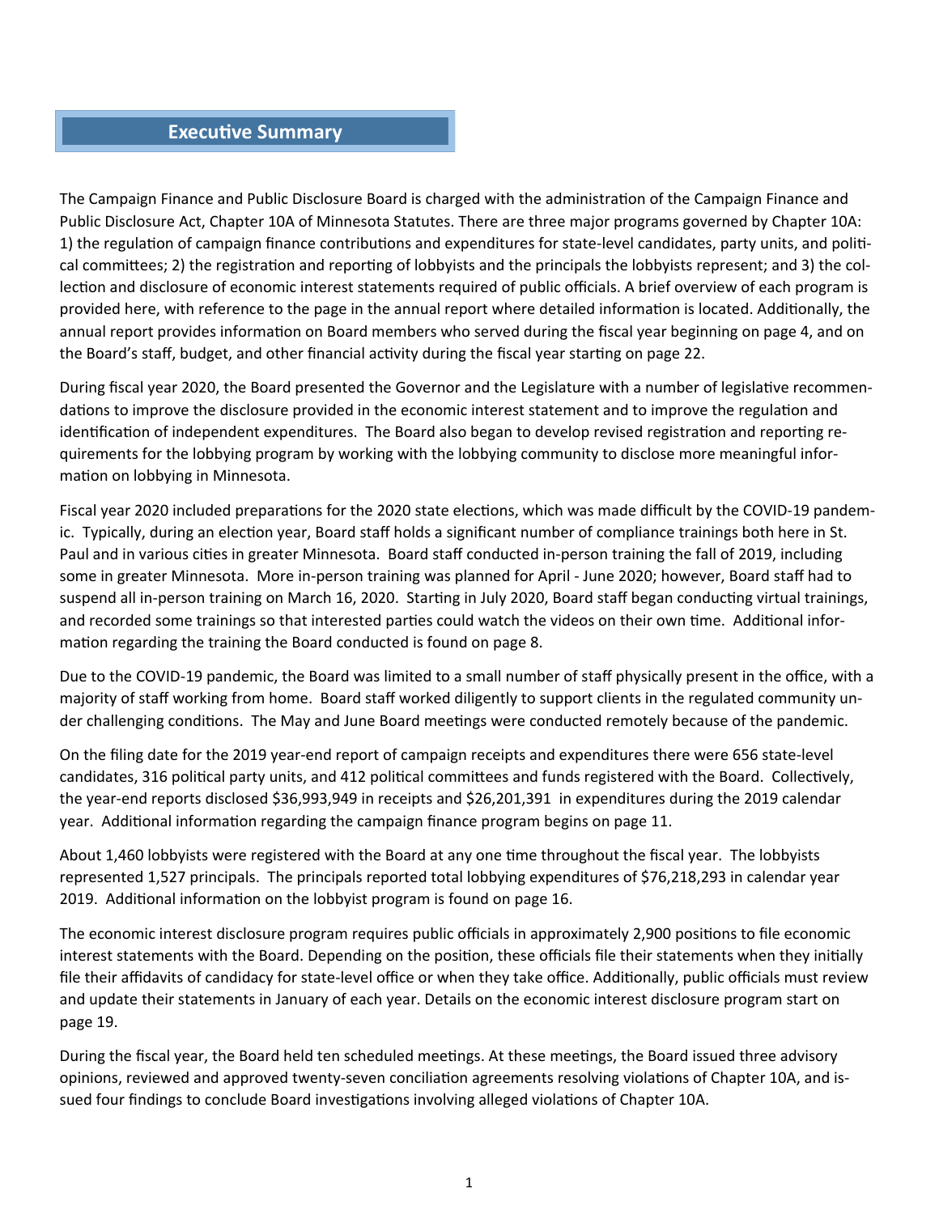## Executive Summary

The Campaign Finance and Public Disclosure Board is charged with the administration of the Campaign Finance and Public Disclosure Act, Chapter 10A of Minnesota Statutes. There are three major programs governed by Chapter 10A: 1) the regulation of campaign finance contributions and expenditures for state-level candidates, party units, and political committees; 2) the registration and reporting of lobbyists and the principals the lobbyists represent; and 3) the collection and disclosure of economic interest statements required of public officials. A brief overview of each program is provided here, with reference to the page in the annual report where detailed information is located. Additionally, the annual report provides information on Board members who served during the fiscal year beginning on page 4, and on the Board's staff, budget, and other financial activity during the fiscal year starting on page 22.

During fiscal year 2020, the Board presented the Governor and the Legislature with a number of legislative recommendations to improve the disclosure provided in the economic interest statement and to improve the regulation and identification of independent expenditures. The Board also began to develop revised registration and reporting requirements for the lobbying program by working with the lobbying community to disclose more meaningful information on lobbying in Minnesota.

Fiscal year 2020 included preparations for the 2020 state elections, which was made difficult by the COVID-19 pandemic. Typically, during an election year, Board staff holds a significant number of compliance trainings both here in St. Paul and in various cities in greater Minnesota. Board staff conducted in-person training the fall of 2019, including some in greater Minnesota. More in-person training was planned for April - June 2020; however, Board staff had to suspend all in-person training on March 16, 2020. Starting in July 2020, Board staff began conducting virtual trainings, and recorded some trainings so that interested parties could watch the videos on their own time. Additional information regarding the training the Board conducted is found on page 8.

Due to the COVID-19 pandemic, the Board was limited to a small number of staff physically present in the office, with a majority of staff working from home. Board staff worked diligently to support clients in the regulated community under challenging conditions. The May and June Board meetings were conducted remotely because of the pandemic.

On the filing date for the 2019 year-end report of campaign receipts and expenditures there were 656 state-level candidates, 316 political party units, and 412 political committees and funds registered with the Board. Collectively, the year-end reports disclosed $36,993,949 in receipts and $26,201,391 in expenditures during the 2019 calendar year. Additional information regarding the campaign finance program begins on page 11.

About 1,460 lobbyists were registered with the Board at any one time throughout the fiscal year. The lobbyists represented 1,527 principals. The principals reported total lobbying expenditures of $76,218,293 in calendar year 2019. Additional information on the lobbyist program is found on page 16.

The economic interest disclosure program requires public officials in approximately 2,900 positions to file economic interest statements with the Board. Depending on the position, these officials file their statements when they initially file their affidavits of candidacy for state-level office or when they take office. Additionally, public officials must review and update their statements in January of each year. Details on the economic interest disclosure program start on page 19.

During the fiscal year, the Board held ten scheduled meetings. At these meetings, the Board issued three advisory opinions, reviewed and approved twenty-seven conciliation agreements resolving violations of Chapter 10A, and issued four findings to conclude Board investigations involving alleged violations of Chapter 10A.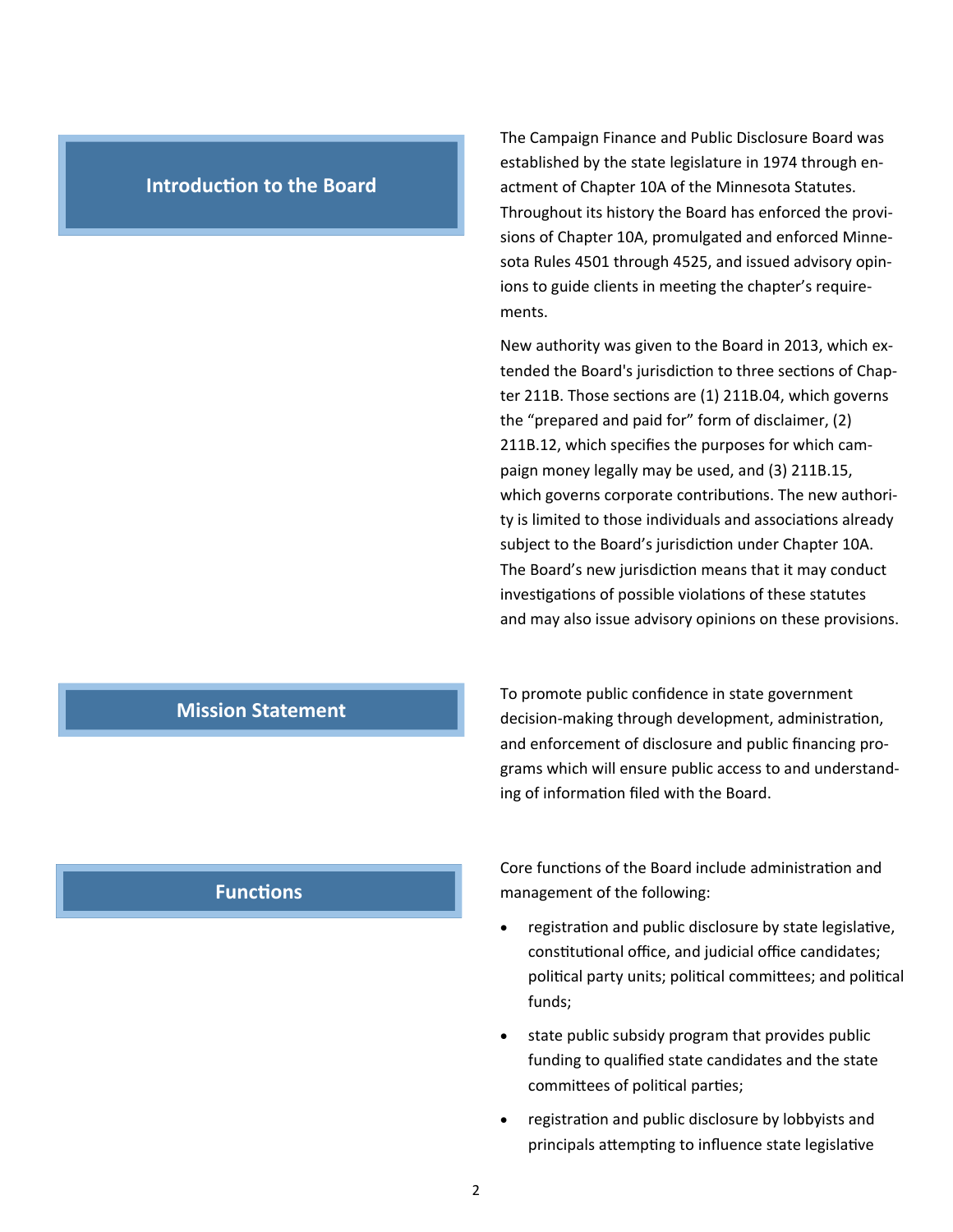## Introduction to the Board

The Campaign Finance and Public Disclosure Board was established by the state legislature in 1974 through enactment of Chapter 10A of the Minnesota Statutes. Throughout its history the Board has enforced the provisions of Chapter 10A, promulgated and enforced Minnesota Rules 4501 through 4525, and issued advisory opinions to guide clients in meeting the chapter's requirements.

New authority was given to the Board in 2013, which extended the Board's jurisdiction to three sections of Chapter 211B. Those sections are (1) 211B.04, which governs the "prepared and paid for" form of disclaimer, (2) 211B.12, which specifies the purposes for which campaign money legally may be used, and (3) 211B.15, which governs corporate contributions. The new authority is limited to those individuals and associations already subject to the Board's jurisdiction under Chapter 10A. The Board's new jurisdiction means that it may conduct investigations of possible violations of these statutes and may also issue advisory opinions on these provisions.

## Mission Statement

To promote public confidence in state government decision-making through development, administration, and enforcement of disclosure and public financing programs which will ensure public access to and understanding of information filed with the Board.

## Functions

Core functions of the Board include administration and management of the following:

- registration and public disclosure by state legislative, constitutional office, and judicial office candidates; political party units; political committees; and political funds;
- state public subsidy program that provides public funding to qualified state candidates and the state committees of political parties;
- registration and public disclosure by lobbyists and principals attempting to influence state legislative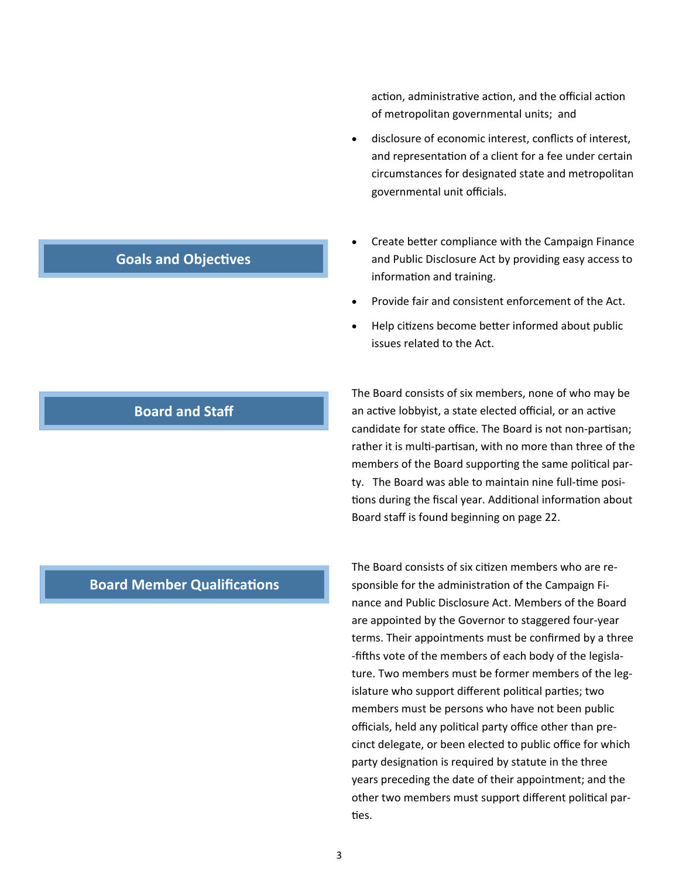action, administrative action, and the official action of metropolitan governmental units; and

- disclosure of economic interest, conflicts of interest, and representation of a client for a fee under certain circumstances for designated state and metropolitan governmental unit officials.

## Goals and Objectives

- Create better compliance with the Campaign Finance and Public Disclosure Act by providing easy access to information and training.
- Provide fair and consistent enforcement of the Act.
- Help citizens become better informed about public issues related to the Act.

## Board and Staff

The Board consists of six members, none of who may be an active lobbyist, a state elected official, or an active candidate for state office. The Board is not non-partisan; rather it is multi-partisan, with no more than three of the members of the Board supporting the same political party. The Board was able to maintain nine full-time positions during the fiscal year. Additional information about Board staff is found beginning on page 22.

## Board Member Qualifications

The Board consists of six citizen members who are responsible for the administration of the Campaign Finance and Public Disclosure Act. Members of the Board are appointed by the Governor to staggered four-year terms. Their appointments must be confirmed by a three-fifths vote of the members of each body of the legislature. Two members must be former members of the legislature who support different political parties; two members must be persons who have not been public officials, held any political party office other than precinct delegate, or been elected to public office for which party designation is required by statute in the three years preceding the date of their appointment; and the other two members must support different political parties.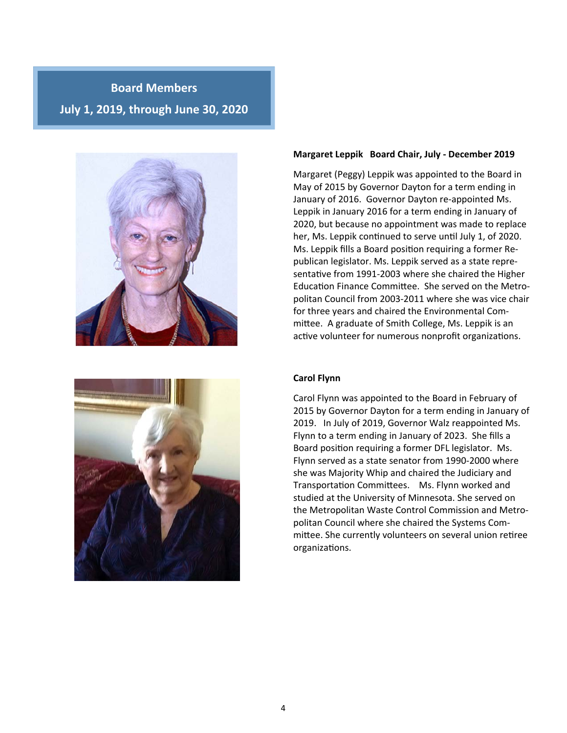## Board Members

## July 1, 2019, through June 30, 2020

**Margaret Leppik   Board Chair, July - December 2019**

Margaret (Peggy) Leppik was appointed to the Board in May of 2015 by Governor Dayton for a term ending in January of 2016. Governor Dayton re-appointed Ms. Leppik in January 2016 for a term ending in January of 2020, but because no appointment was made to replace her, Ms. Leppik continued to serve until July 1, of 2020. Ms. Leppik fills a Board position requiring a former Republican legislator. Ms. Leppik served as a state representative from 1991-2003 where she chaired the Higher Education Finance Committee. She served on the Metropolitan Council from 2003-2011 where she was vice chair for three years and chaired the Environmental Committee. A graduate of Smith College, Ms. Leppik is an active volunteer for numerous nonprofit organizations.

**Carol Flynn**

Carol Flynn was appointed to the Board in February of 2015 by Governor Dayton for a term ending in January of 2019. In July of 2019, Governor Walz reappointed Ms. Flynn to a term ending in January of 2023. She fills a Board position requiring a former DFL legislator. Ms. Flynn served as a state senator from 1990-2000 where she was Majority Whip and chaired the Judiciary and Transportation Committees. Ms. Flynn worked and studied at the University of Minnesota. She served on the Metropolitan Waste Control Commission and Metropolitan Council where she chaired the Systems Committee. She currently volunteers on several union retiree organizations.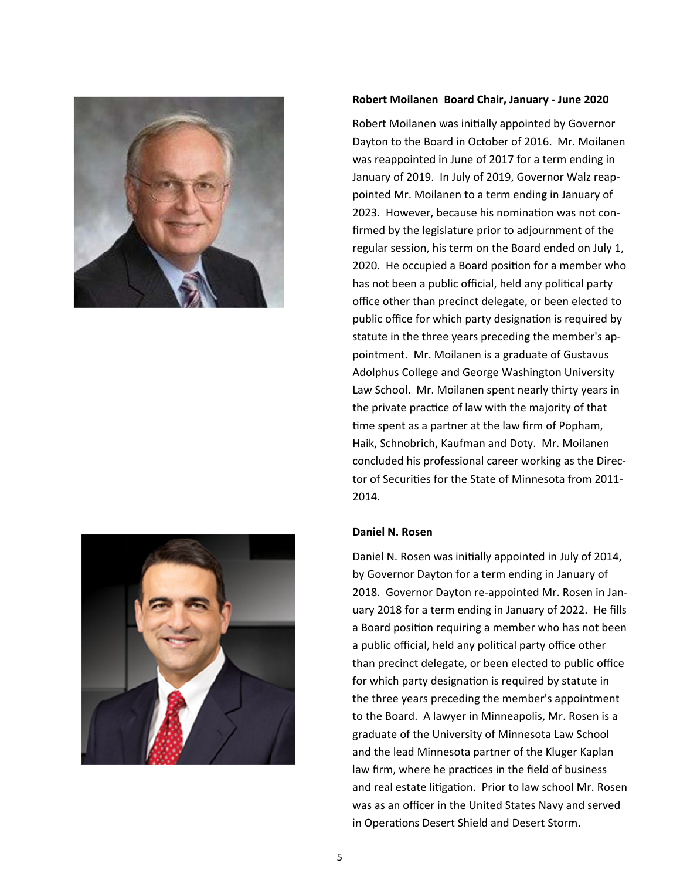**Robert Moilanen Board Chair, January - June 2020**

Robert Moilanen was initially appointed by Governor Dayton to the Board in October of 2016. Mr. Moilanen was reappointed in June of 2017 for a term ending in January of 2019. In July of 2019, Governor Walz reappointed Mr. Moilanen to a term ending in January of 2023. However, because his nomination was not confirmed by the legislature prior to adjournment of the regular session, his term on the Board ended on July 1, 2020. He occupied a Board position for a member who has not been a public official, held any political party office other than precinct delegate, or been elected to public office for which party designation is required by statute in the three years preceding the member's appointment. Mr. Moilanen is a graduate of Gustavus Adolphus College and George Washington University Law School. Mr. Moilanen spent nearly thirty years in the private practice of law with the majority of that time spent as a partner at the law firm of Popham, Haik, Schnobrich, Kaufman and Doty. Mr. Moilanen concluded his professional career working as the Director of Securities for the State of Minnesota from 2011-2014.

**Daniel N. Rosen**

Daniel N. Rosen was initially appointed in July of 2014, by Governor Dayton for a term ending in January of 2018. Governor Dayton re-appointed Mr. Rosen in January 2018 for a term ending in January of 2022. He fills a Board position requiring a member who has not been a public official, held any political party office other than precinct delegate, or been elected to public office for which party designation is required by statute in the three years preceding the member's appointment to the Board. A lawyer in Minneapolis, Mr. Rosen is a graduate of the University of Minnesota Law School and the lead Minnesota partner of the Kluger Kaplan law firm, where he practices in the field of business and real estate litigation. Prior to law school Mr. Rosen was as an officer in the United States Navy and served in Operations Desert Shield and Desert Storm.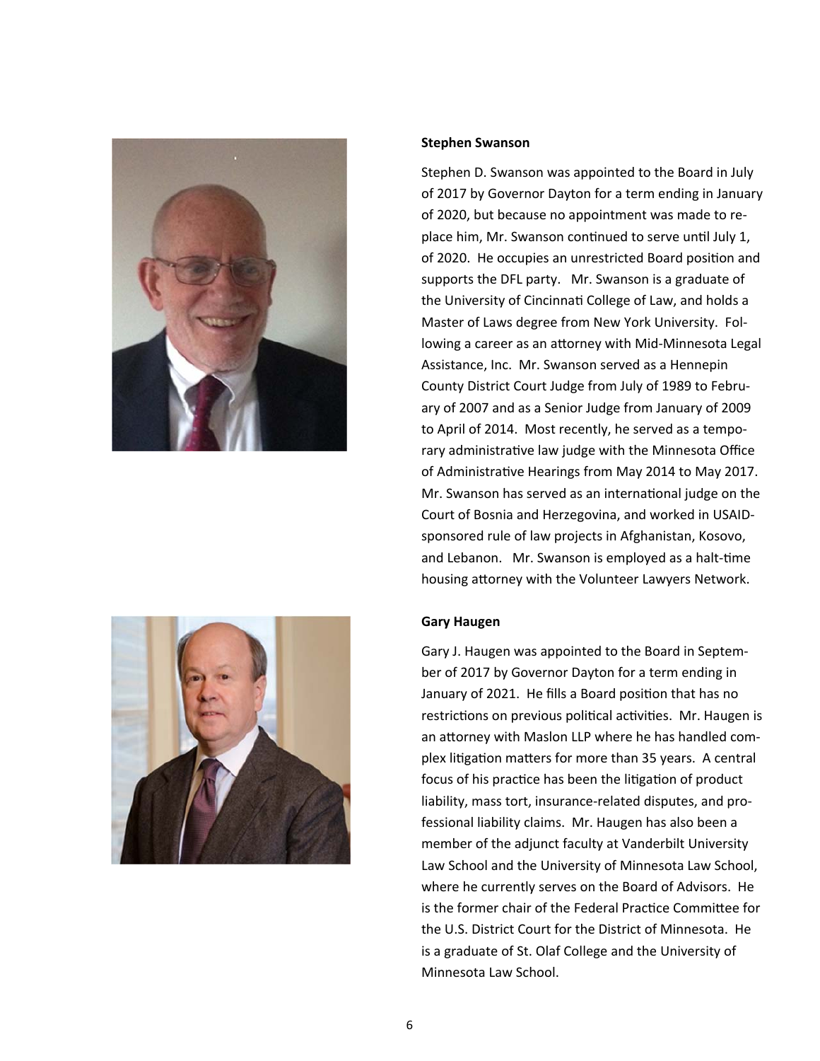**Stephen Swanson**

Stephen D. Swanson was appointed to the Board in July of 2017 by Governor Dayton for a term ending in January of 2020, but because no appointment was made to replace him, Mr. Swanson continued to serve until July 1, of 2020. He occupies an unrestricted Board position and supports the DFL party. Mr. Swanson is a graduate of the University of Cincinnati College of Law, and holds a Master of Laws degree from New York University. Following a career as an attorney with Mid-Minnesota Legal Assistance, Inc. Mr. Swanson served as a Hennepin County District Court Judge from July of 1989 to February of 2007 and as a Senior Judge from January of 2009 to April of 2014. Most recently, he served as a temporary administrative law judge with the Minnesota Office of Administrative Hearings from May 2014 to May 2017. Mr. Swanson has served as an international judge on the Court of Bosnia and Herzegovina, and worked in USAID-sponsored rule of law projects in Afghanistan, Kosovo, and Lebanon. Mr. Swanson is employed as a halt-time housing attorney with the Volunteer Lawyers Network.

**Gary Haugen**

Gary J. Haugen was appointed to the Board in September of 2017 by Governor Dayton for a term ending in January of 2021. He fills a Board position that has no restrictions on previous political activities. Mr. Haugen is an attorney with Maslon LLP where he has handled complex litigation matters for more than 35 years. A central focus of his practice has been the litigation of product liability, mass tort, insurance-related disputes, and professional liability claims. Mr. Haugen has also been a member of the adjunct faculty at Vanderbilt University Law School and the University of Minnesota Law School, where he currently serves on the Board of Advisors. He is the former chair of the Federal Practice Committee for the U.S. District Court for the District of Minnesota. He is a graduate of St. Olaf College and the University of Minnesota Law School.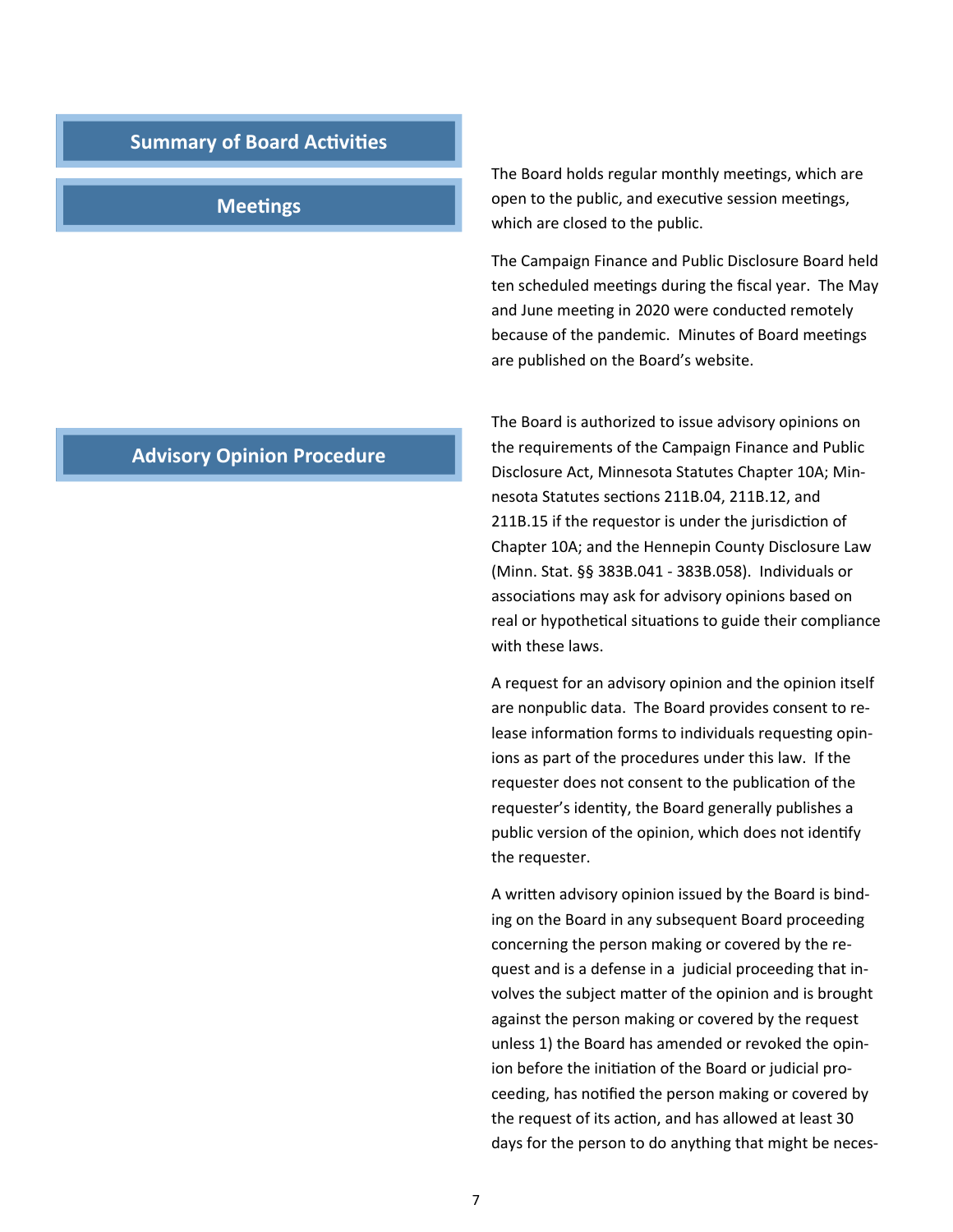# Summary of Board Activities

## Meetings

The Board holds regular monthly meetings, which are open to the public, and executive session meetings, which are closed to the public.

The Campaign Finance and Public Disclosure Board held ten scheduled meetings during the fiscal year. The May and June meeting in 2020 were conducted remotely because of the pandemic. Minutes of Board meetings are published on the Board's website.

## Advisory Opinion Procedure

The Board is authorized to issue advisory opinions on the requirements of the Campaign Finance and Public Disclosure Act, Minnesota Statutes Chapter 10A; Minnesota Statutes sections 211B.04, 211B.12, and 211B.15 if the requestor is under the jurisdiction of Chapter 10A; and the Hennepin County Disclosure Law (Minn. Stat. §§ 383B.041 - 383B.058). Individuals or associations may ask for advisory opinions based on real or hypothetical situations to guide their compliance with these laws.

A request for an advisory opinion and the opinion itself are nonpublic data. The Board provides consent to release information forms to individuals requesting opinions as part of the procedures under this law. If the requester does not consent to the publication of the requester's identity, the Board generally publishes a public version of the opinion, which does not identify the requester.

A written advisory opinion issued by the Board is binding on the Board in any subsequent Board proceeding concerning the person making or covered by the request and is a defense in a judicial proceeding that involves the subject matter of the opinion and is brought against the person making or covered by the request unless 1) the Board has amended or revoked the opinion before the initiation of the Board or judicial proceeding, has notified the person making or covered by the request of its action, and has allowed at least 30 days for the person to do anything that might be neces-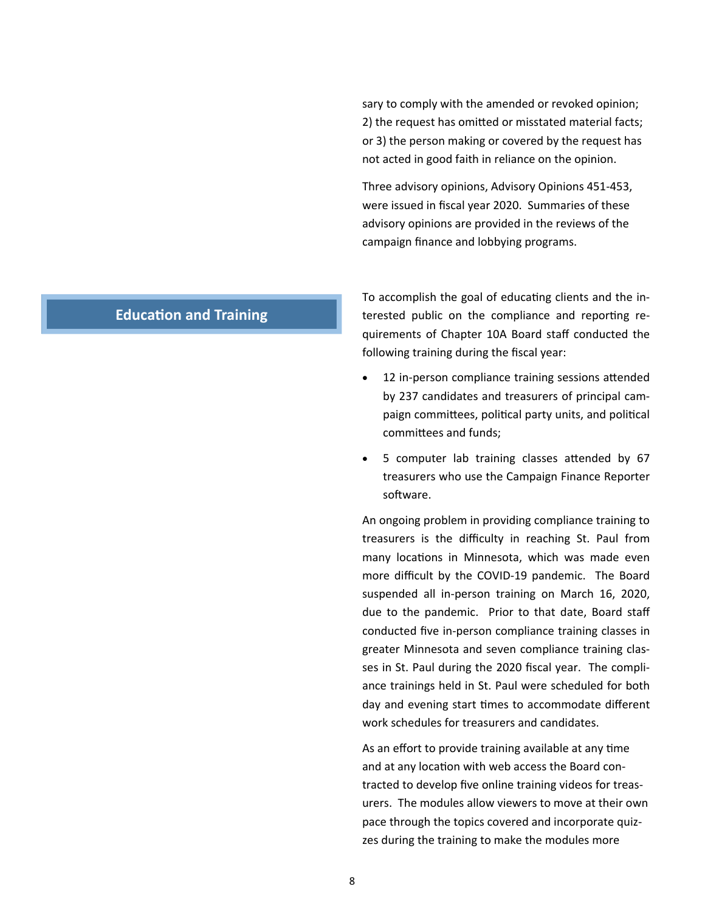sary to comply with the amended or revoked opinion; 2) the request has omitted or misstated material facts; or 3) the person making or covered by the request has not acted in good faith in reliance on the opinion.

Three advisory opinions, Advisory Opinions 451-453, were issued in fiscal year 2020. Summaries of these advisory opinions are provided in the reviews of the campaign finance and lobbying programs.

## Education and Training

To accomplish the goal of educating clients and the interested public on the compliance and reporting requirements of Chapter 10A Board staff conducted the following training during the fiscal year:

- 12 in-person compliance training sessions attended by 237 candidates and treasurers of principal campaign committees, political party units, and political committees and funds;
- 5 computer lab training classes attended by 67 treasurers who use the Campaign Finance Reporter software.

An ongoing problem in providing compliance training to treasurers is the difficulty in reaching St. Paul from many locations in Minnesota, which was made even more difficult by the COVID-19 pandemic. The Board suspended all in-person training on March 16, 2020, due to the pandemic. Prior to that date, Board staff conducted five in-person compliance training classes in greater Minnesota and seven compliance training classes in St. Paul during the 2020 fiscal year. The compliance trainings held in St. Paul were scheduled for both day and evening start times to accommodate different work schedules for treasurers and candidates.

As an effort to provide training available at any time and at any location with web access the Board contracted to develop five online training videos for treasurers. The modules allow viewers to move at their own pace through the topics covered and incorporate quizzes during the training to make the modules more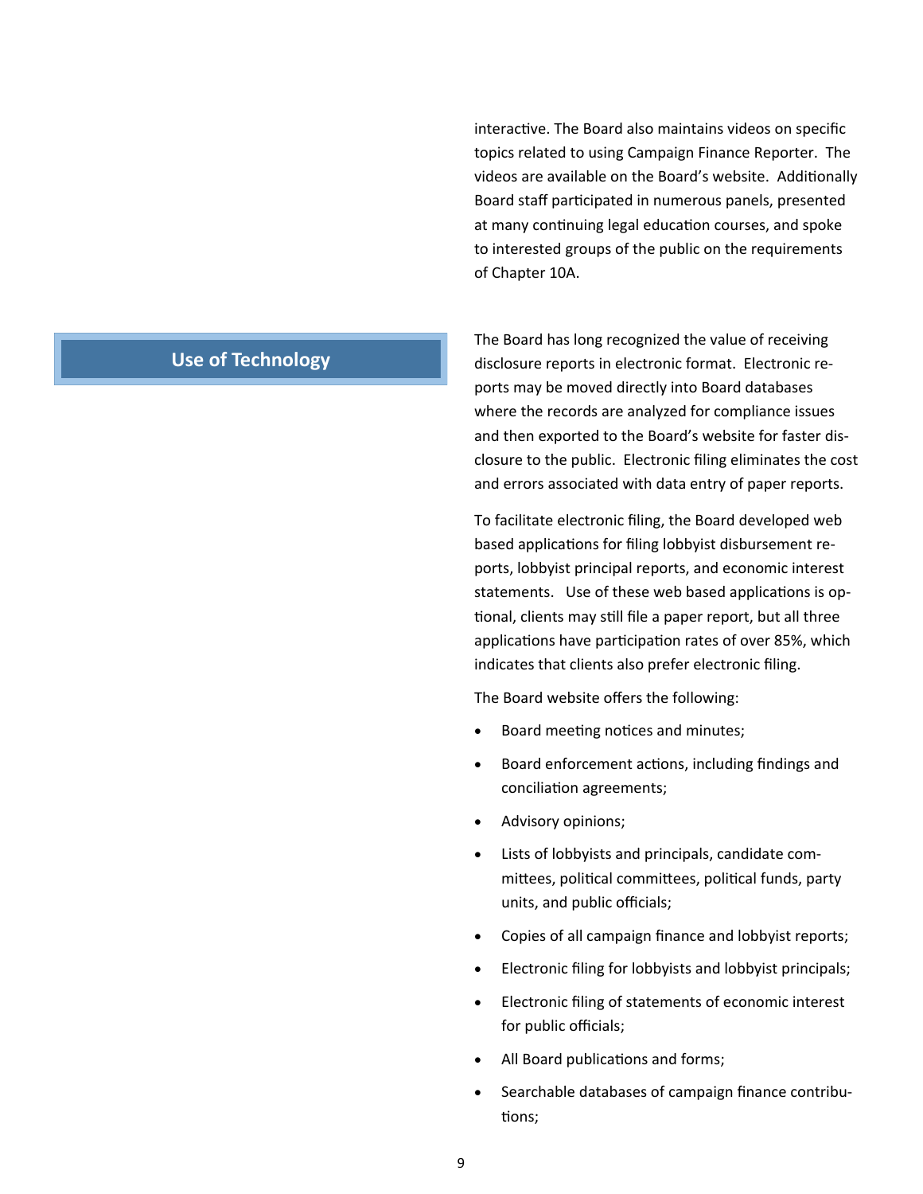interactive. The Board also maintains videos on specific topics related to using Campaign Finance Reporter. The videos are available on the Board's website. Additionally Board staff participated in numerous panels, presented at many continuing legal education courses, and spoke to interested groups of the public on the requirements of Chapter 10A.

## Use of Technology

The Board has long recognized the value of receiving disclosure reports in electronic format. Electronic reports may be moved directly into Board databases where the records are analyzed for compliance issues and then exported to the Board's website for faster disclosure to the public. Electronic filing eliminates the cost and errors associated with data entry of paper reports.

To facilitate electronic filing, the Board developed web based applications for filing lobbyist disbursement reports, lobbyist principal reports, and economic interest statements. Use of these web based applications is optional, clients may still file a paper report, but all three applications have participation rates of over 85%, which indicates that clients also prefer electronic filing.

The Board website offers the following:

- Board meeting notices and minutes;
- Board enforcement actions, including findings and conciliation agreements;
- Advisory opinions;
- Lists of lobbyists and principals, candidate committees, political committees, political funds, party units, and public officials;
- Copies of all campaign finance and lobbyist reports;
- Electronic filing for lobbyists and lobbyist principals;
- Electronic filing of statements of economic interest for public officials;
- All Board publications and forms;
- Searchable databases of campaign finance contributions;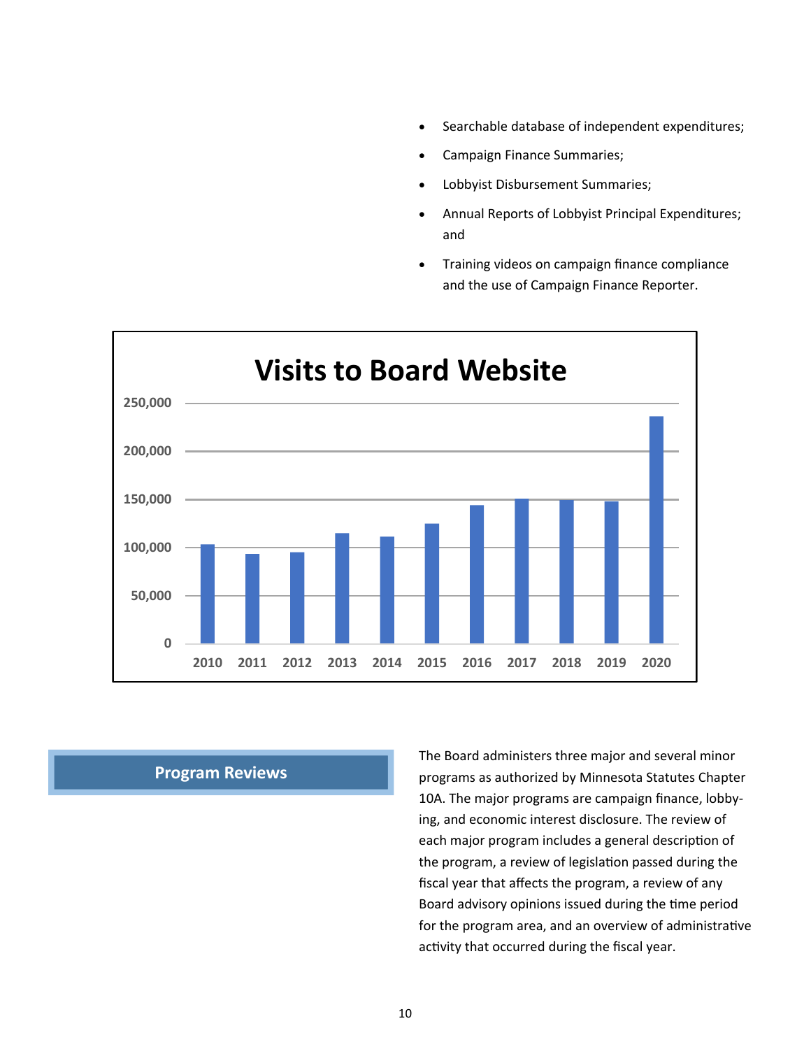- Searchable database of independent expenditures;
- Campaign Finance Summaries;
- Lobbyist Disbursement Summaries;
- Annual Reports of Lobbyist Principal Expenditures; and
- Training videos on campaign finance compliance and the use of Campaign Finance Reporter.

**Visits to Board Website**

| Year | Visits (approx.) |
|---|---|
| 2010 | 104,000 |
| 2011 | 93,000 |
| 2012 | 95,000 |
| 2013 | 115,000 |
| 2014 | 111,000 |
| 2015 | 125,000 |
| 2016 | 144,000 |
| 2017 | 150,000 |
| 2018 | 149,000 |
| 2019 | 148,000 |
| 2020 | 236,000 |

## Program Reviews

The Board administers three major and several minor programs as authorized by Minnesota Statutes Chapter 10A. The major programs are campaign finance, lobbying, and economic interest disclosure. The review of each major program includes a general description of the program, a review of legislation passed during the fiscal year that affects the program, a review of any Board advisory opinions issued during the time period for the program area, and an overview of administrative activity that occurred during the fiscal year.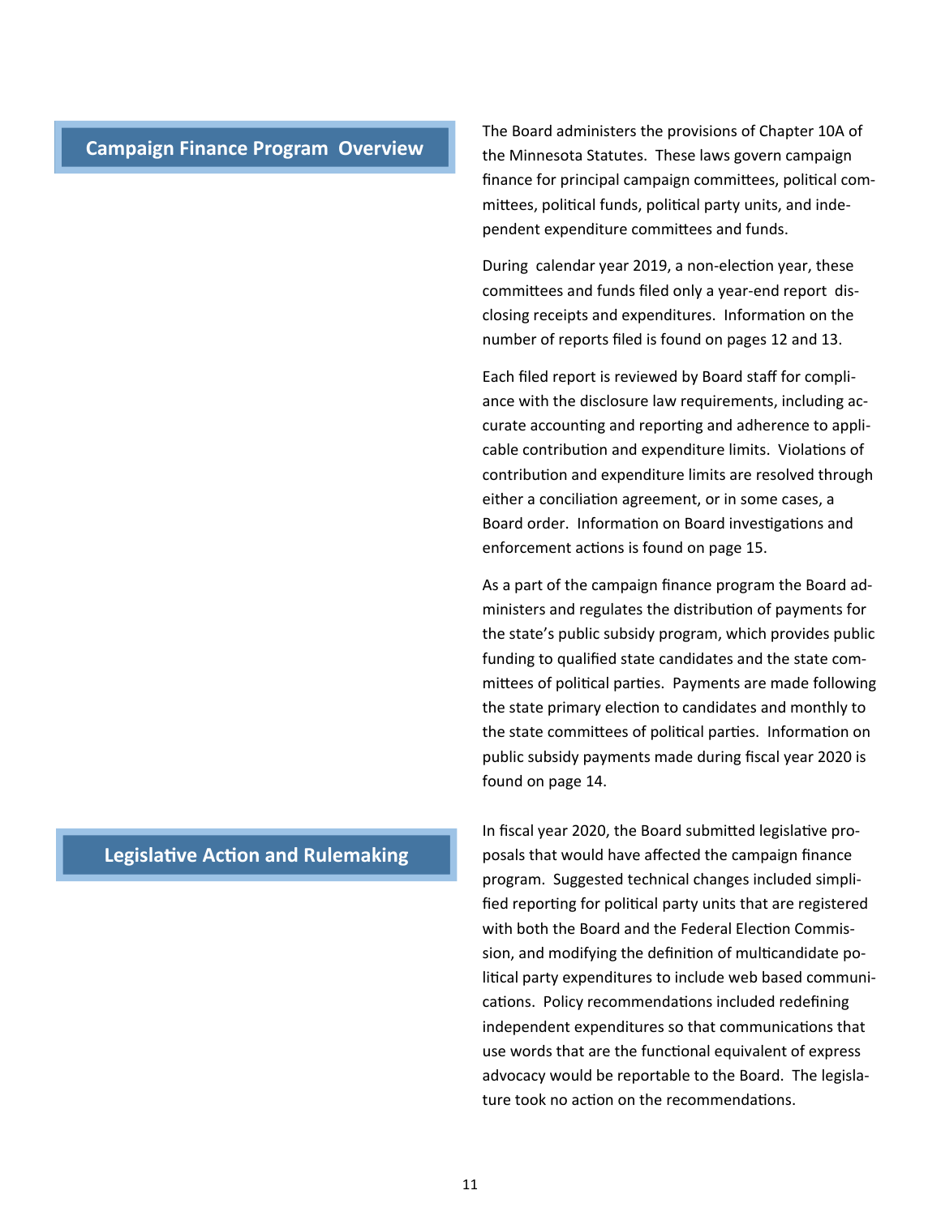## Campaign Finance Program Overview

The Board administers the provisions of Chapter 10A of the Minnesota Statutes. These laws govern campaign finance for principal campaign committees, political committees, political funds, political party units, and independent expenditure committees and funds.

During calendar year 2019, a non-election year, these committees and funds filed only a year-end report disclosing receipts and expenditures. Information on the number of reports filed is found on pages 12 and 13.

Each filed report is reviewed by Board staff for compliance with the disclosure law requirements, including accurate accounting and reporting and adherence to applicable contribution and expenditure limits. Violations of contribution and expenditure limits are resolved through either a conciliation agreement, or in some cases, a Board order. Information on Board investigations and enforcement actions is found on page 15.

As a part of the campaign finance program the Board administers and regulates the distribution of payments for the state's public subsidy program, which provides public funding to qualified state candidates and the state committees of political parties. Payments are made following the state primary election to candidates and monthly to the state committees of political parties. Information on public subsidy payments made during fiscal year 2020 is found on page 14.

## Legislative Action and Rulemaking

In fiscal year 2020, the Board submitted legislative proposals that would have affected the campaign finance program. Suggested technical changes included simplified reporting for political party units that are registered with both the Board and the Federal Election Commission, and modifying the definition of multicandidate political party expenditures to include web based communications. Policy recommendations included redefining independent expenditures so that communications that use words that are the functional equivalent of express advocacy would be reportable to the Board. The legislature took no action on the recommendations.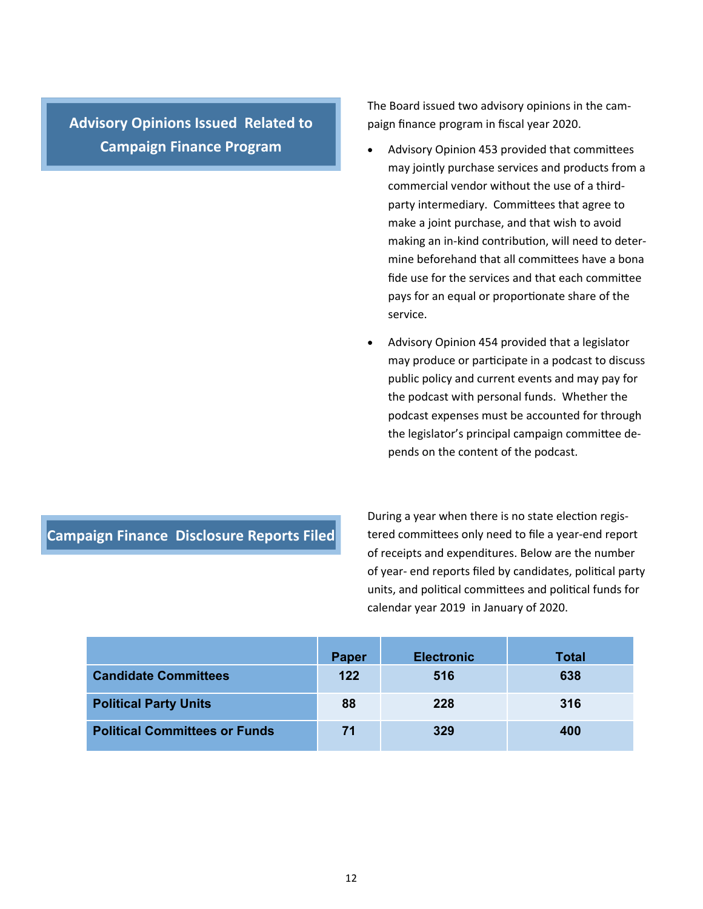## Advisory Opinions Issued Related to Campaign Finance Program

The Board issued two advisory opinions in the campaign finance program in fiscal year 2020.

- Advisory Opinion 453 provided that committees may jointly purchase services and products from a commercial vendor without the use of a third-party intermediary. Committees that agree to make a joint purchase, and that wish to avoid making an in-kind contribution, will need to determine beforehand that all committees have a bona fide use for the services and that each committee pays for an equal or proportionate share of the service.
- Advisory Opinion 454 provided that a legislator may produce or participate in a podcast to discuss public policy and current events and may pay for the podcast with personal funds. Whether the podcast expenses must be accounted for through the legislator's principal campaign committee depends on the content of the podcast.

## Campaign Finance Disclosure Reports Filed

During a year when there is no state election registered committees only need to file a year-end report of receipts and expenditures. Below are the number of year- end reports filed by candidates, political party units, and political committees and political funds for calendar year 2019 in January of 2020.

| | Paper | Electronic | Total |
|---|---|---|---|
| **Candidate Committees** | 122 | 516 | 638 |
| **Political Party Units** | 88 | 228 | 316 |
| **Political Committees or Funds** | 71 | 329 | 400 |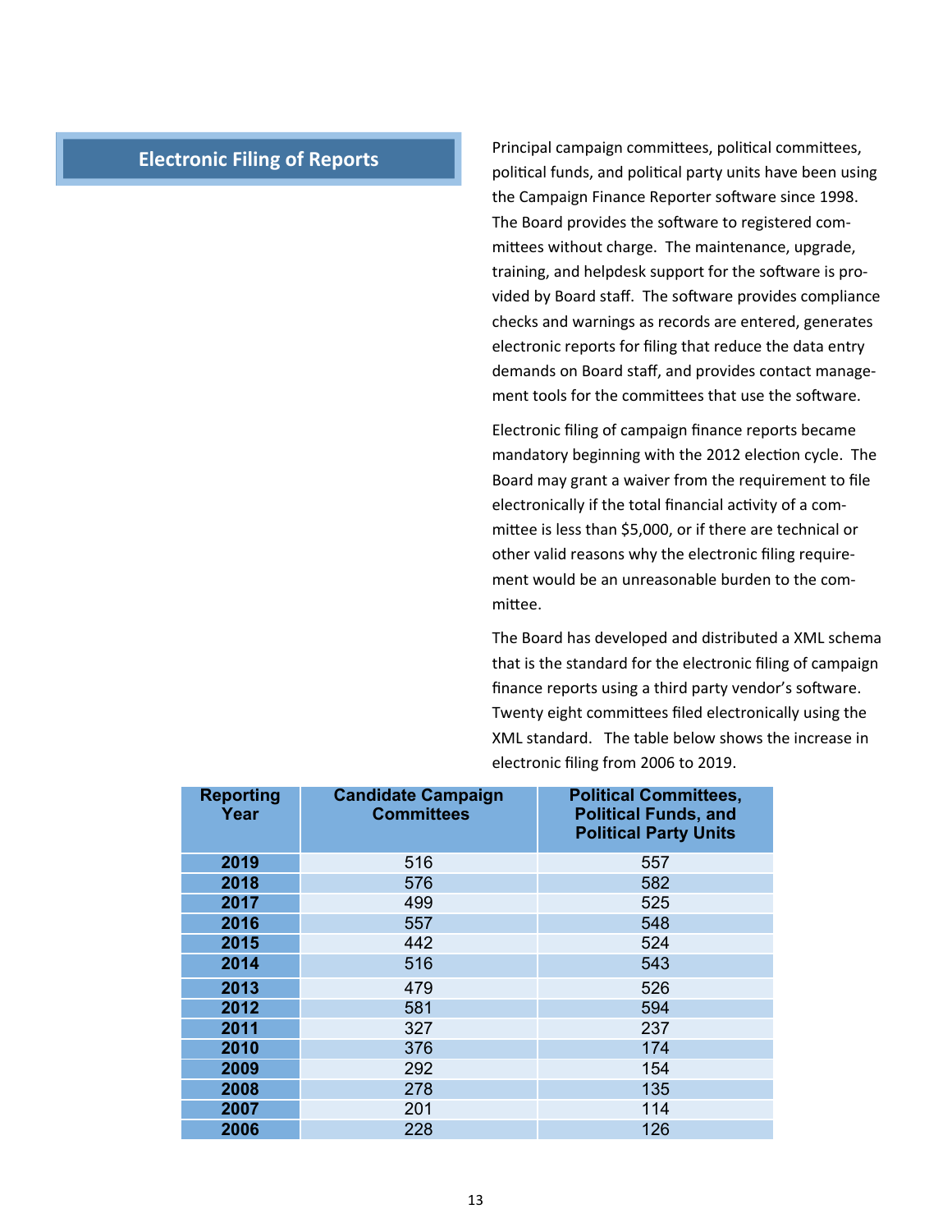## Electronic Filing of Reports

Principal campaign committees, political committees, political funds, and political party units have been using the Campaign Finance Reporter software since 1998. The Board provides the software to registered committees without charge. The maintenance, upgrade, training, and helpdesk support for the software is provided by Board staff. The software provides compliance checks and warnings as records are entered, generates electronic reports for filing that reduce the data entry demands on Board staff, and provides contact management tools for the committees that use the software.

Electronic filing of campaign finance reports became mandatory beginning with the 2012 election cycle. The Board may grant a waiver from the requirement to file electronically if the total financial activity of a committee is less than $5,000, or if there are technical or other valid reasons why the electronic filing requirement would be an unreasonable burden to the committee.

The Board has developed and distributed a XML schema that is the standard for the electronic filing of campaign finance reports using a third party vendor's software. Twenty eight committees filed electronically using the XML standard. The table below shows the increase in electronic filing from 2006 to 2019.

| Reporting Year | Candidate Campaign Committees | Political Committees, Political Funds, and Political Party Units |
|---|---|---|
| **2019** | 516 | 557 |
| **2018** | 576 | 582 |
| **2017** | 499 | 525 |
| **2016** | 557 | 548 |
| **2015** | 442 | 524 |
| **2014** | 516 | 543 |
| **2013** | 479 | 526 |
| **2012** | 581 | 594 |
| **2011** | 327 | 237 |
| **2010** | 376 | 174 |
| **2009** | 292 | 154 |
| **2008** | 278 | 135 |
| **2007** | 201 | 114 |
| **2006** | 228 | 126 |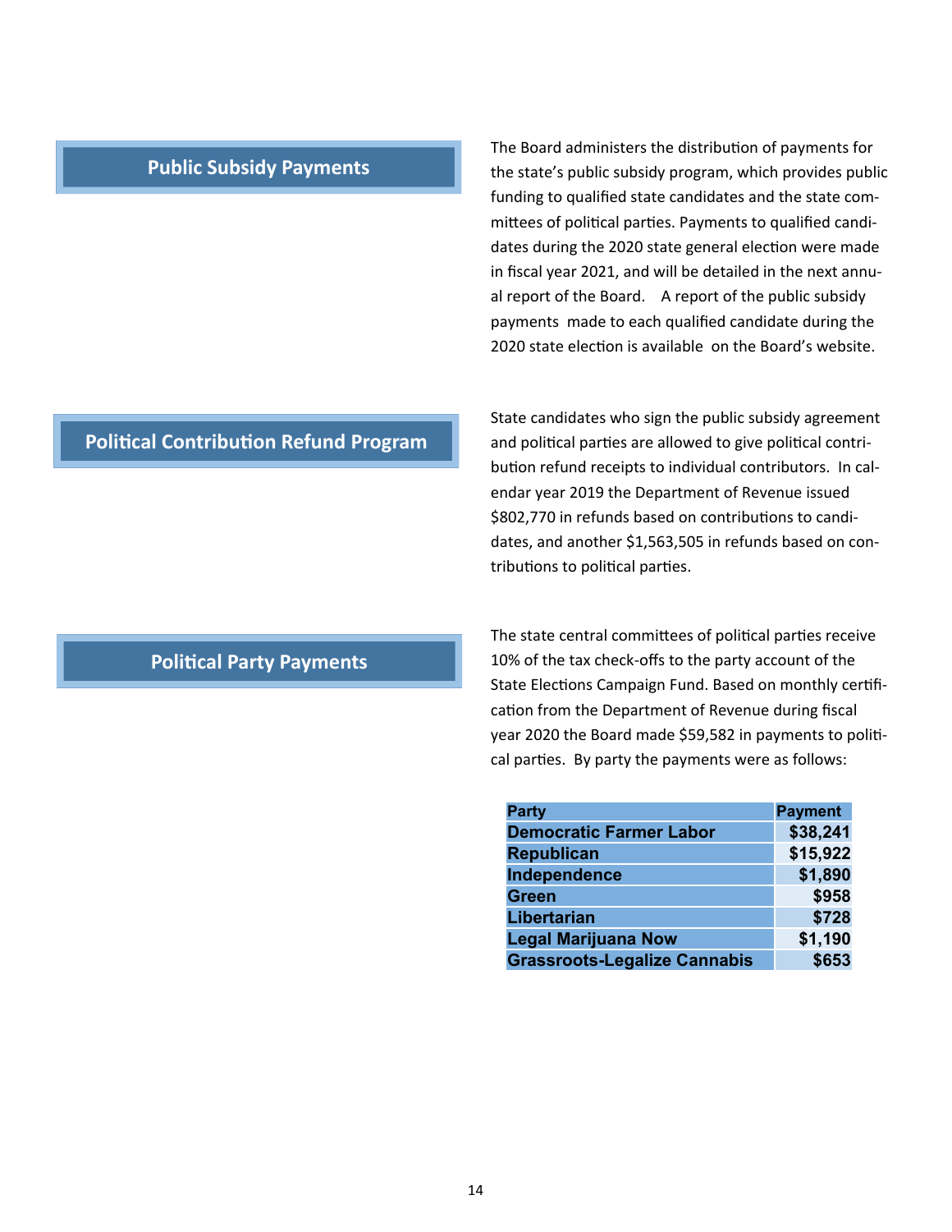## Public Subsidy Payments

The Board administers the distribution of payments for the state's public subsidy program, which provides public funding to qualified state candidates and the state committees of political parties. Payments to qualified candidates during the 2020 state general election were made in fiscal year 2021, and will be detailed in the next annual report of the Board. A report of the public subsidy payments made to each qualified candidate during the 2020 state election is available on the Board's website.

## Political Contribution Refund Program

State candidates who sign the public subsidy agreement and political parties are allowed to give political contribution refund receipts to individual contributors. In calendar year 2019 the Department of Revenue issued $802,770 in refunds based on contributions to candidates, and another $1,563,505 in refunds based on contributions to political parties.

## Political Party Payments

The state central committees of political parties receive 10% of the tax check-offs to the party account of the State Elections Campaign Fund. Based on monthly certification from the Department of Revenue during fiscal year 2020 the Board made $59,582 in payments to political parties. By party the payments were as follows:

| Party | Payment |
|---|---|
| Democratic Farmer Labor | $38,241 |
| Republican | $15,922 |
| Independence | $1,890 |
| Green | $958 |
| Libertarian | $728 |
| Legal Marijuana Now | $1,190 |
| Grassroots-Legalize Cannabis | $653 |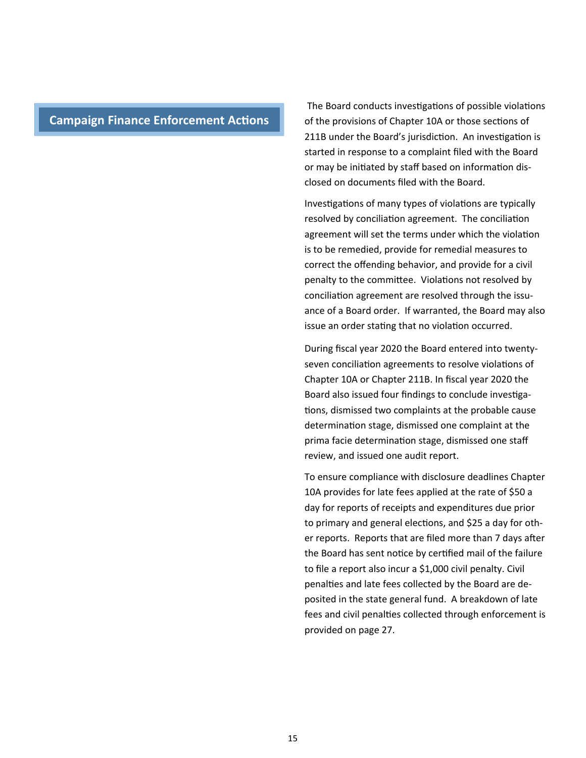## Campaign Finance Enforcement Actions

The Board conducts investigations of possible violations of the provisions of Chapter 10A or those sections of 211B under the Board's jurisdiction. An investigation is started in response to a complaint filed with the Board or may be initiated by staff based on information disclosed on documents filed with the Board.

Investigations of many types of violations are typically resolved by conciliation agreement. The conciliation agreement will set the terms under which the violation is to be remedied, provide for remedial measures to correct the offending behavior, and provide for a civil penalty to the committee. Violations not resolved by conciliation agreement are resolved through the issuance of a Board order. If warranted, the Board may also issue an order stating that no violation occurred.

During fiscal year 2020 the Board entered into twenty-seven conciliation agreements to resolve violations of Chapter 10A or Chapter 211B. In fiscal year 2020 the Board also issued four findings to conclude investigations, dismissed two complaints at the probable cause determination stage, dismissed one complaint at the prima facie determination stage, dismissed one staff review, and issued one audit report.

To ensure compliance with disclosure deadlines Chapter 10A provides for late fees applied at the rate of $50 a day for reports of receipts and expenditures due prior to primary and general elections, and $25 a day for other reports. Reports that are filed more than 7 days after the Board has sent notice by certified mail of the failure to file a report also incur a $1,000 civil penalty. Civil penalties and late fees collected by the Board are deposited in the state general fund. A breakdown of late fees and civil penalties collected through enforcement is provided on page 27.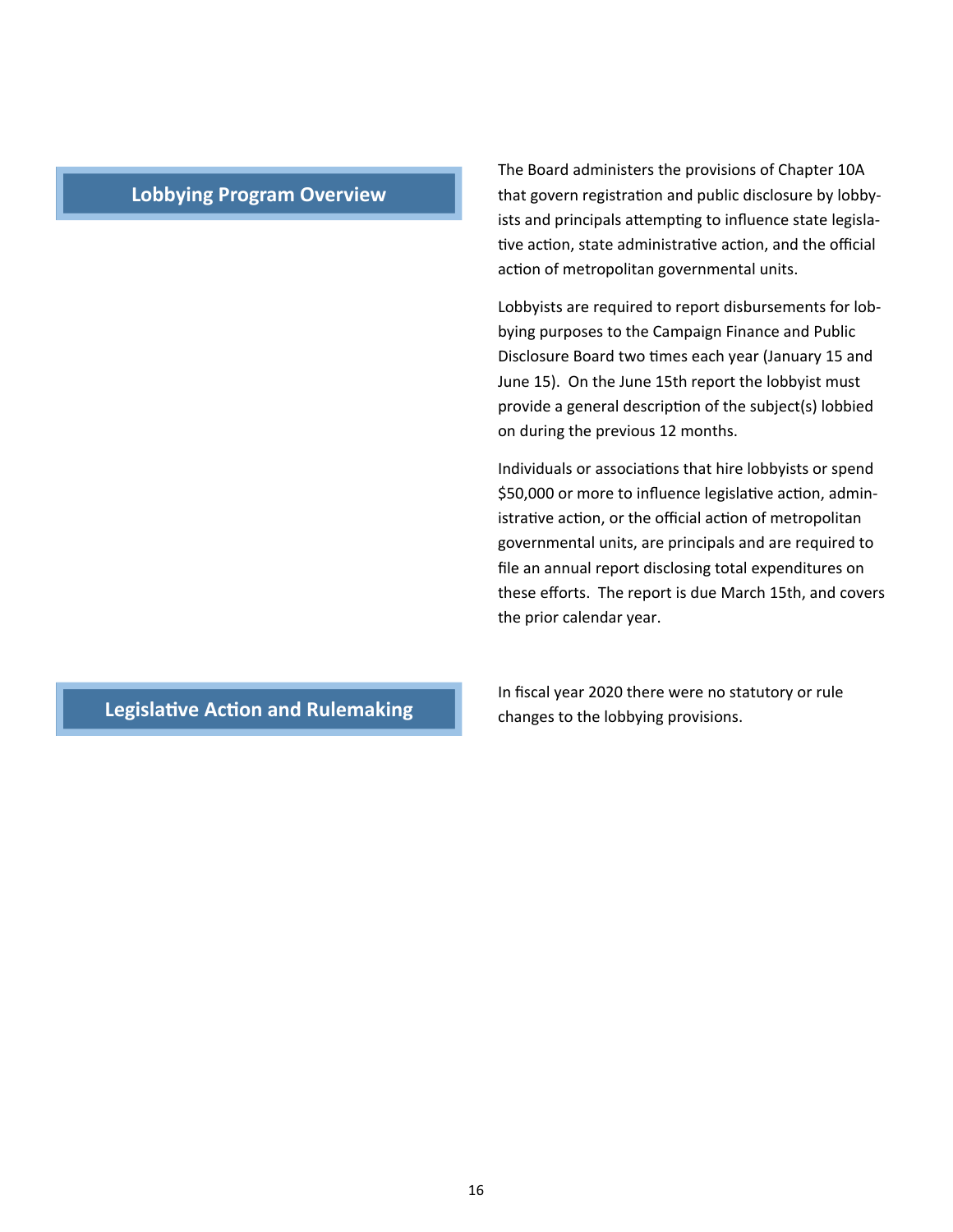## Lobbying Program Overview

The Board administers the provisions of Chapter 10A that govern registration and public disclosure by lobbyists and principals attempting to influence state legislative action, state administrative action, and the official action of metropolitan governmental units.

Lobbyists are required to report disbursements for lobbying purposes to the Campaign Finance and Public Disclosure Board two times each year (January 15 and June 15). On the June 15th report the lobbyist must provide a general description of the subject(s) lobbied on during the previous 12 months.

Individuals or associations that hire lobbyists or spend $50,000 or more to influence legislative action, administrative action, or the official action of metropolitan governmental units, are principals and are required to file an annual report disclosing total expenditures on these efforts. The report is due March 15th, and covers the prior calendar year.

## Legislative Action and Rulemaking

In fiscal year 2020 there were no statutory or rule changes to the lobbying provisions.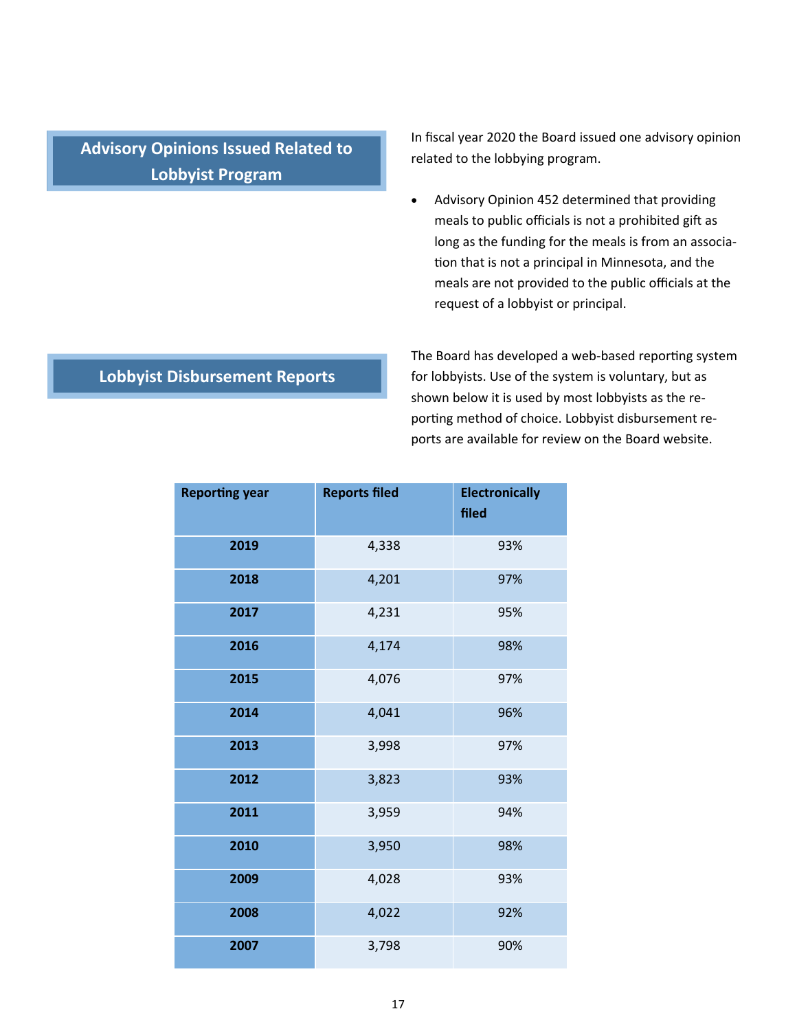## Advisory Opinions Issued Related to Lobbyist Program

In fiscal year 2020 the Board issued one advisory opinion related to the lobbying program.

- Advisory Opinion 452 determined that providing meals to public officials is not a prohibited gift as long as the funding for the meals is from an association that is not a principal in Minnesota, and the meals are not provided to the public officials at the request of a lobbyist or principal.

## Lobbyist Disbursement Reports

The Board has developed a web-based reporting system for lobbyists. Use of the system is voluntary, but as shown below it is used by most lobbyists as the reporting method of choice. Lobbyist disbursement reports are available for review on the Board website.

| Reporting year | Reports filed | Electronically filed |
|---|---|---|
| **2019** | 4,338 | 93% |
| **2018** | 4,201 | 97% |
| **2017** | 4,231 | 95% |
| **2016** | 4,174 | 98% |
| **2015** | 4,076 | 97% |
| **2014** | 4,041 | 96% |
| **2013** | 3,998 | 97% |
| **2012** | 3,823 | 93% |
| **2011** | 3,959 | 94% |
| **2010** | 3,950 | 98% |
| **2009** | 4,028 | 93% |
| **2008** | 4,022 | 92% |
| **2007** | 3,798 | 90% |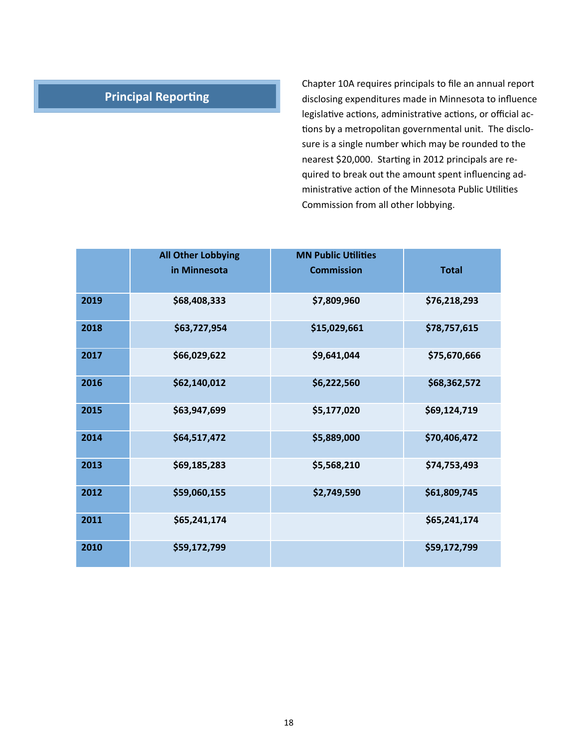## Principal Reporting

Chapter 10A requires principals to file an annual report disclosing expenditures made in Minnesota to influence legislative actions, administrative actions, or official actions by a metropolitan governmental unit. The disclosure is a single number which may be rounded to the nearest $20,000. Starting in 2012 principals are required to break out the amount spent influencing administrative action of the Minnesota Public Utilities Commission from all other lobbying.

| | All Other Lobbying in Minnesota | MN Public Utilities Commission | Total |
|---|---|---|---|
| **2019** | $68,408,333 | $7,809,960 | $76,218,293 |
| **2018** | $63,727,954 | $15,029,661 | $78,757,615 |
| **2017** | $66,029,622 | $9,641,044 | $75,670,666 |
| **2016** | $62,140,012 | $6,222,560 | $68,362,572 |
| **2015** | $63,947,699 | $5,177,020 | $69,124,719 |
| **2014** | $64,517,472 | $5,889,000 | $70,406,472 |
| **2013** | $69,185,283 | $5,568,210 | $74,753,493 |
| **2012** | $59,060,155 | $2,749,590 | $61,809,745 |
| **2011** | $65,241,174 | | $65,241,174 |
| **2010** | $59,172,799 | | $59,172,799 |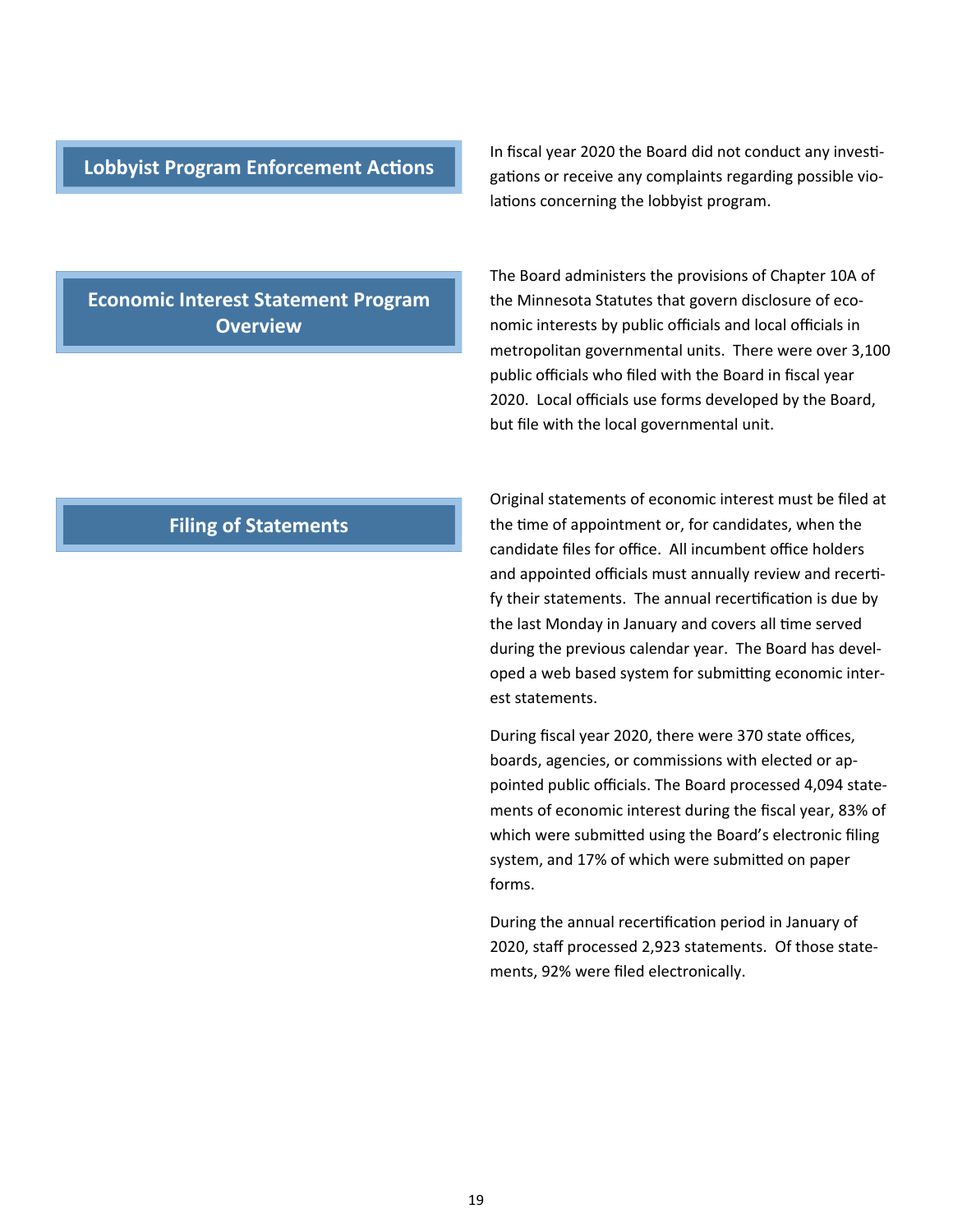## Lobbyist Program Enforcement Actions

In fiscal year 2020 the Board did not conduct any investigations or receive any complaints regarding possible violations concerning the lobbyist program.

## Economic Interest Statement Program Overview

The Board administers the provisions of Chapter 10A of the Minnesota Statutes that govern disclosure of economic interests by public officials and local officials in metropolitan governmental units. There were over 3,100 public officials who filed with the Board in fiscal year 2020. Local officials use forms developed by the Board, but file with the local governmental unit.

## Filing of Statements

Original statements of economic interest must be filed at the time of appointment or, for candidates, when the candidate files for office. All incumbent office holders and appointed officials must annually review and recertify their statements. The annual recertification is due by the last Monday in January and covers all time served during the previous calendar year. The Board has developed a web based system for submitting economic interest statements.

During fiscal year 2020, there were 370 state offices, boards, agencies, or commissions with elected or appointed public officials. The Board processed 4,094 statements of economic interest during the fiscal year, 83% of which were submitted using the Board's electronic filing system, and 17% of which were submitted on paper forms.

During the annual recertification period in January of 2020, staff processed 2,923 statements. Of those statements, 92% were filed electronically.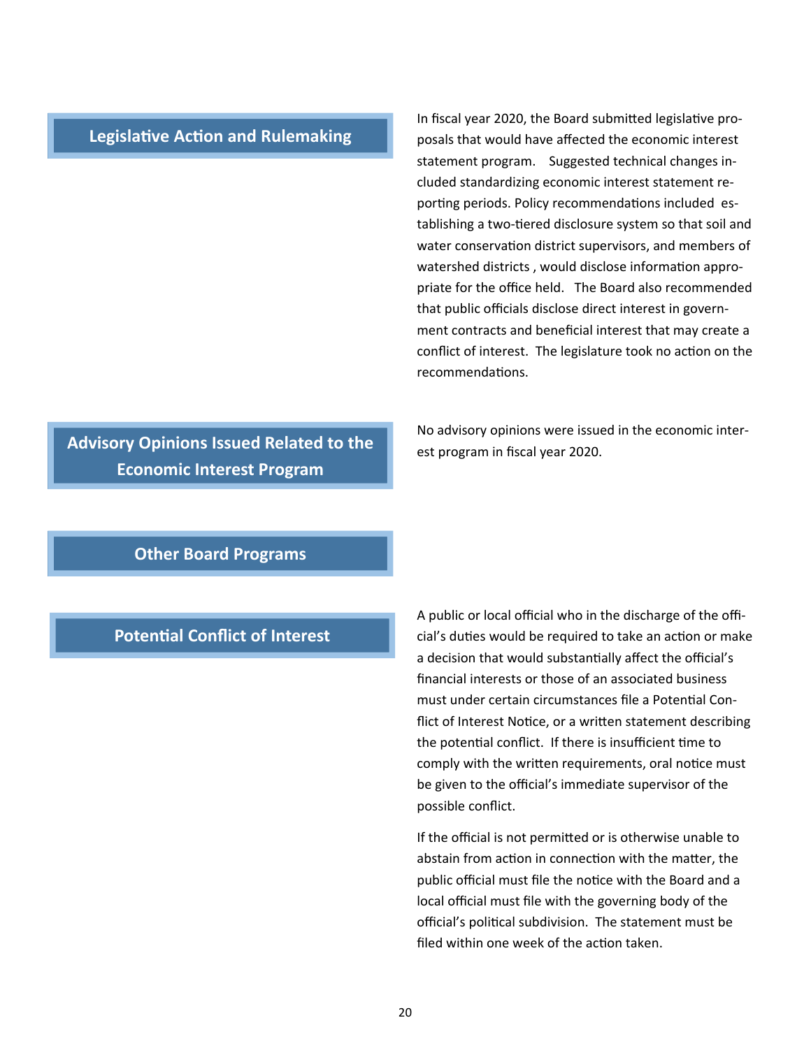## Legislative Action and Rulemaking

In fiscal year 2020, the Board submitted legislative proposals that would have affected the economic interest statement program.   Suggested technical changes included standardizing economic interest statement reporting periods. Policy recommendations included establishing a two-tiered disclosure system so that soil and water conservation district supervisors, and members of watershed districts , would disclose information appropriate for the office held.   The Board also recommended that public officials disclose direct interest in government contracts and beneficial interest that may create a conflict of interest.  The legislature took no action on the recommendations.

## Advisory Opinions Issued Related to the Economic Interest Program

No advisory opinions were issued in the economic interest program in fiscal year 2020.

## Other Board Programs

## Potential Conflict of Interest

A public or local official who in the discharge of the official's duties would be required to take an action or make a decision that would substantially affect the official's financial interests or those of an associated business must under certain circumstances file a Potential Conflict of Interest Notice, or a written statement describing the potential conflict.  If there is insufficient time to comply with the written requirements, oral notice must be given to the official's immediate supervisor of the possible conflict.

If the official is not permitted or is otherwise unable to abstain from action in connection with the matter, the public official must file the notice with the Board and a local official must file with the governing body of the official's political subdivision.  The statement must be filed within one week of the action taken.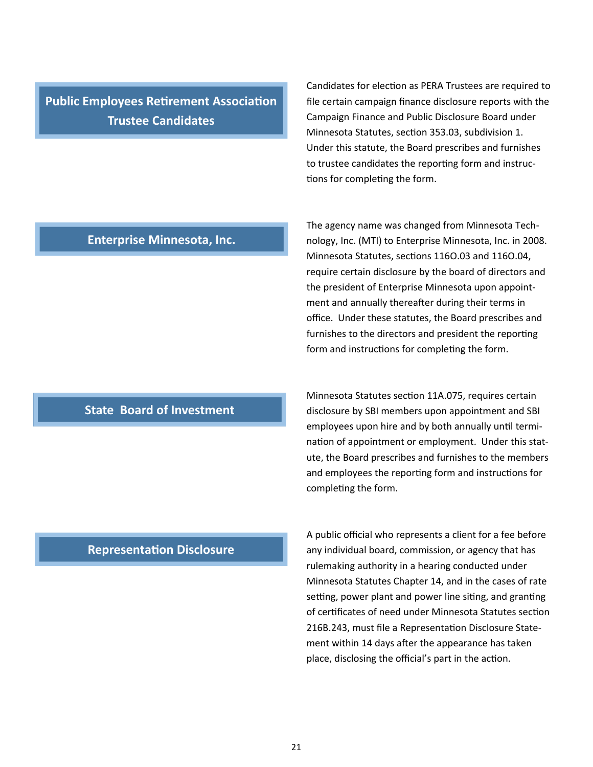## Public Employees Retirement Association Trustee Candidates

Candidates for election as PERA Trustees are required to file certain campaign finance disclosure reports with the Campaign Finance and Public Disclosure Board under Minnesota Statutes, section 353.03, subdivision 1. Under this statute, the Board prescribes and furnishes to trustee candidates the reporting form and instructions for completing the form.

## Enterprise Minnesota, Inc.

The agency name was changed from Minnesota Technology, Inc. (MTI) to Enterprise Minnesota, Inc. in 2008. Minnesota Statutes, sections 116O.03 and 116O.04, require certain disclosure by the board of directors and the president of Enterprise Minnesota upon appointment and annually thereafter during their terms in office. Under these statutes, the Board prescribes and furnishes to the directors and president the reporting form and instructions for completing the form.

## State Board of Investment

Minnesota Statutes section 11A.075, requires certain disclosure by SBI members upon appointment and SBI employees upon hire and by both annually until termination of appointment or employment. Under this statute, the Board prescribes and furnishes to the members and employees the reporting form and instructions for completing the form.

## Representation Disclosure

A public official who represents a client for a fee before any individual board, commission, or agency that has rulemaking authority in a hearing conducted under Minnesota Statutes Chapter 14, and in the cases of rate setting, power plant and power line siting, and granting of certificates of need under Minnesota Statutes section 216B.243, must file a Representation Disclosure Statement within 14 days after the appearance has taken place, disclosing the official's part in the action.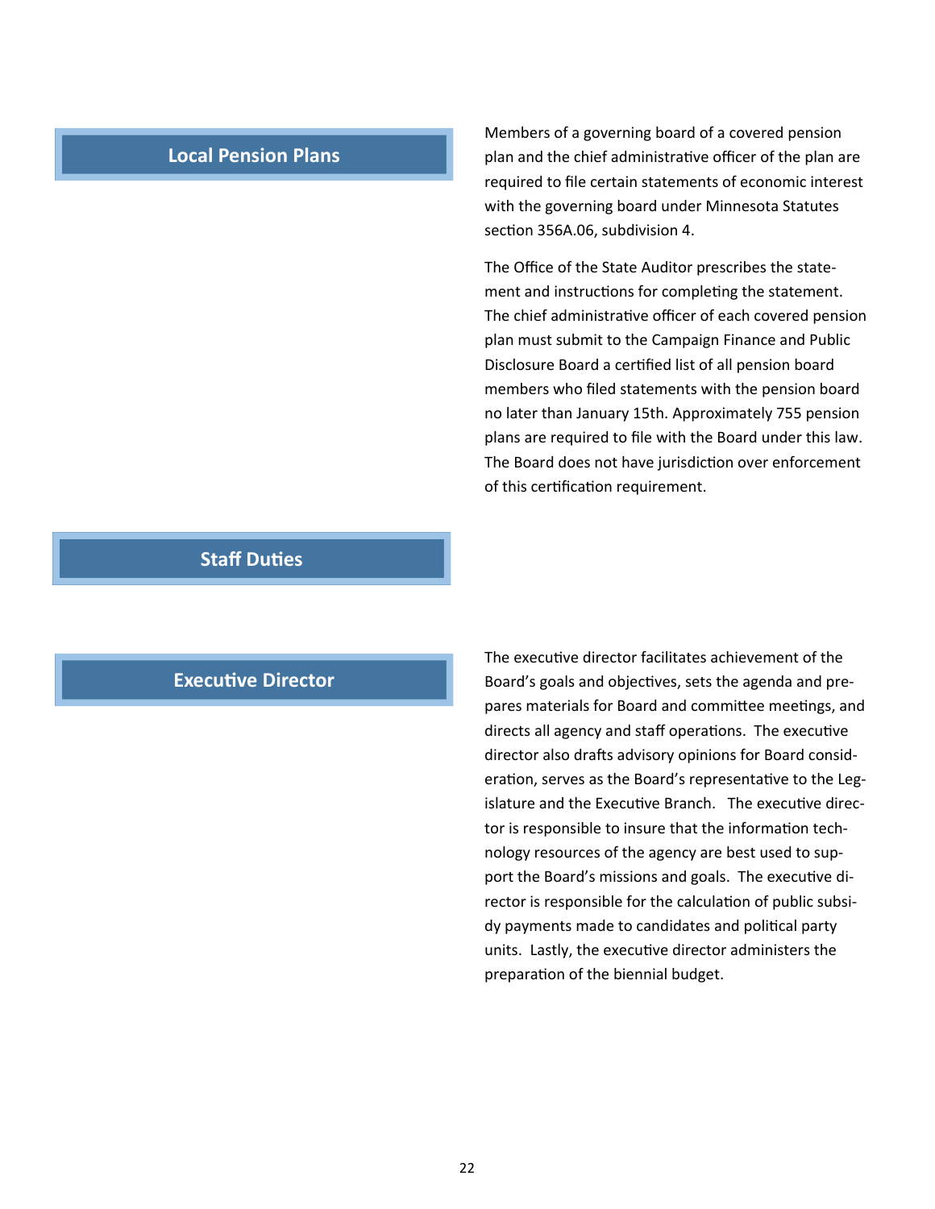## Local Pension Plans

Members of a governing board of a covered pension plan and the chief administrative officer of the plan are required to file certain statements of economic interest with the governing board under Minnesota Statutes section 356A.06, subdivision 4.

The Office of the State Auditor prescribes the statement and instructions for completing the statement. The chief administrative officer of each covered pension plan must submit to the Campaign Finance and Public Disclosure Board a certified list of all pension board members who filed statements with the pension board no later than January 15th. Approximately 755 pension plans are required to file with the Board under this law. The Board does not have jurisdiction over enforcement of this certification requirement.

## Staff Duties

### Executive Director

The executive director facilitates achievement of the Board's goals and objectives, sets the agenda and prepares materials for Board and committee meetings, and directs all agency and staff operations. The executive director also drafts advisory opinions for Board consideration, serves as the Board's representative to the Legislature and the Executive Branch. The executive director is responsible to insure that the information technology resources of the agency are best used to support the Board's missions and goals. The executive director is responsible for the calculation of public subsidy payments made to candidates and political party units. Lastly, the executive director administers the preparation of the biennial budget.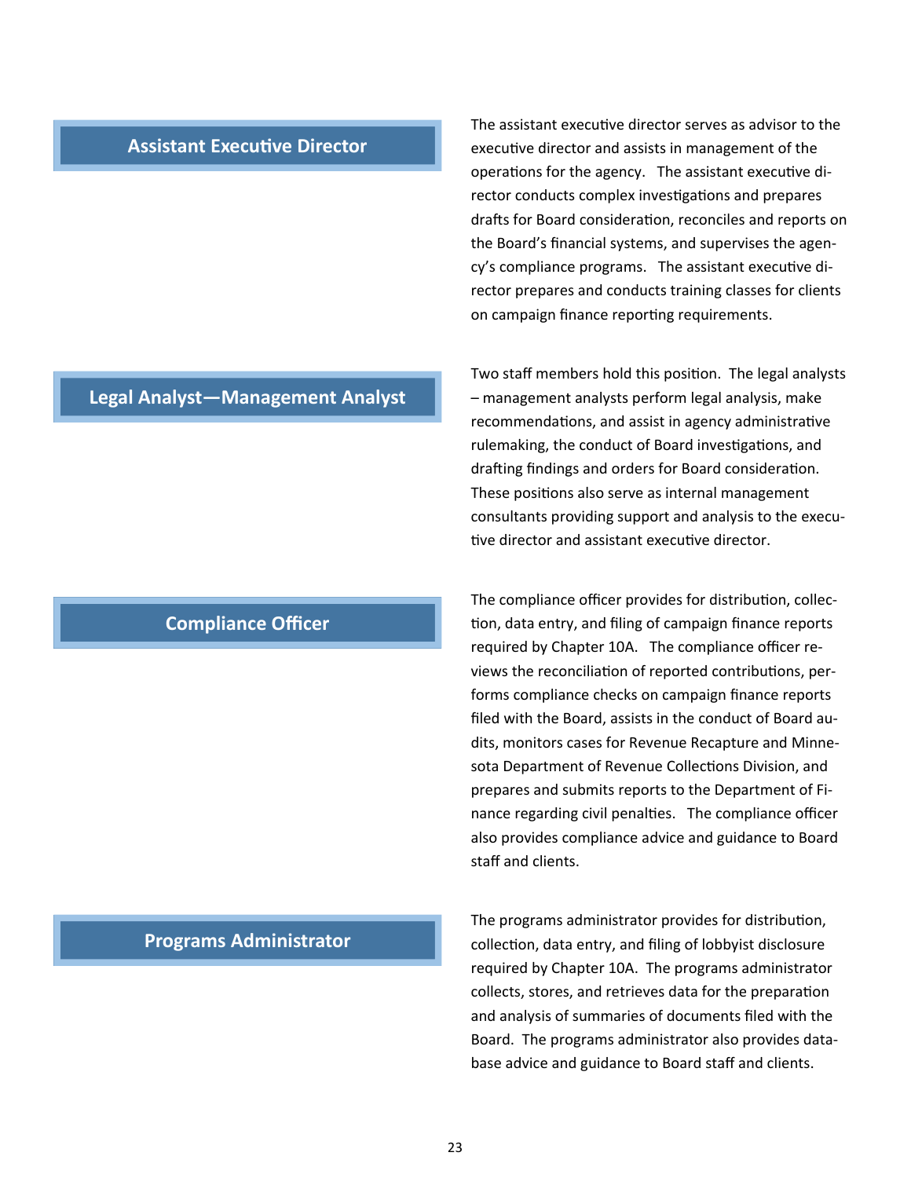## Assistant Executive Director

The assistant executive director serves as advisor to the executive director and assists in management of the operations for the agency. The assistant executive director conducts complex investigations and prepares drafts for Board consideration, reconciles and reports on the Board's financial systems, and supervises the agency's compliance programs. The assistant executive director prepares and conducts training classes for clients on campaign finance reporting requirements.

## Legal Analyst—Management Analyst

Two staff members hold this position. The legal analysts – management analysts perform legal analysis, make recommendations, and assist in agency administrative rulemaking, the conduct of Board investigations, and drafting findings and orders for Board consideration. These positions also serve as internal management consultants providing support and analysis to the executive director and assistant executive director.

## Compliance Officer

The compliance officer provides for distribution, collection, data entry, and filing of campaign finance reports required by Chapter 10A. The compliance officer reviews the reconciliation of reported contributions, performs compliance checks on campaign finance reports filed with the Board, assists in the conduct of Board audits, monitors cases for Revenue Recapture and Minnesota Department of Revenue Collections Division, and prepares and submits reports to the Department of Finance regarding civil penalties. The compliance officer also provides compliance advice and guidance to Board staff and clients.

## Programs Administrator

The programs administrator provides for distribution, collection, data entry, and filing of lobbyist disclosure required by Chapter 10A. The programs administrator collects, stores, and retrieves data for the preparation and analysis of summaries of documents filed with the Board. The programs administrator also provides database advice and guidance to Board staff and clients.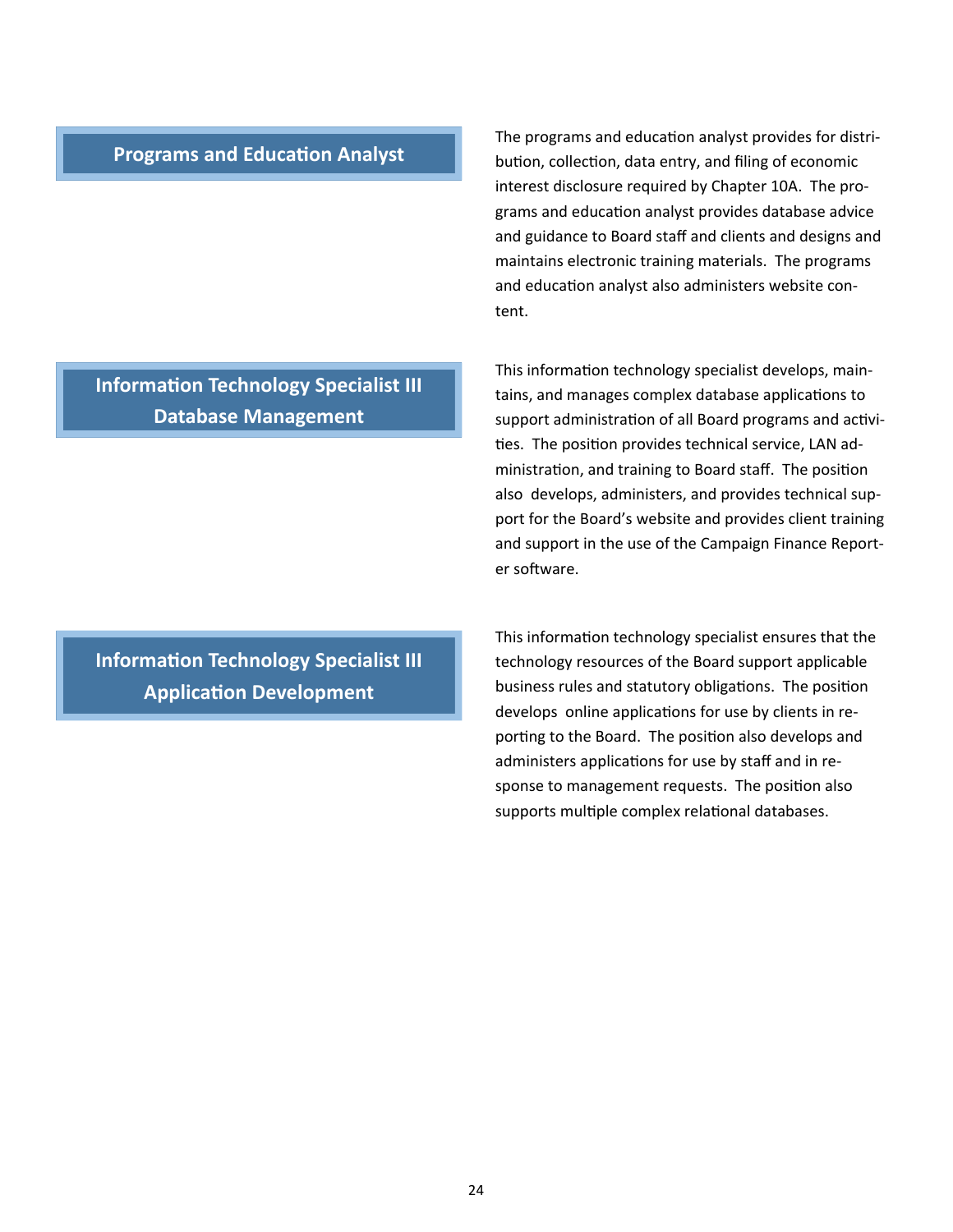## Programs and Education Analyst

The programs and education analyst provides for distribution, collection, data entry, and filing of economic interest disclosure required by Chapter 10A. The programs and education analyst provides database advice and guidance to Board staff and clients and designs and maintains electronic training materials. The programs and education analyst also administers website content.

## Information Technology Specialist III Database Management

This information technology specialist develops, maintains, and manages complex database applications to support administration of all Board programs and activities. The position provides technical service, LAN administration, and training to Board staff. The position also develops, administers, and provides technical support for the Board's website and provides client training and support in the use of the Campaign Finance Reporter software.

## Information Technology Specialist III Application Development

This information technology specialist ensures that the technology resources of the Board support applicable business rules and statutory obligations. The position develops online applications for use by clients in reporting to the Board. The position also develops and administers applications for use by staff and in response to management requests. The position also supports multiple complex relational databases.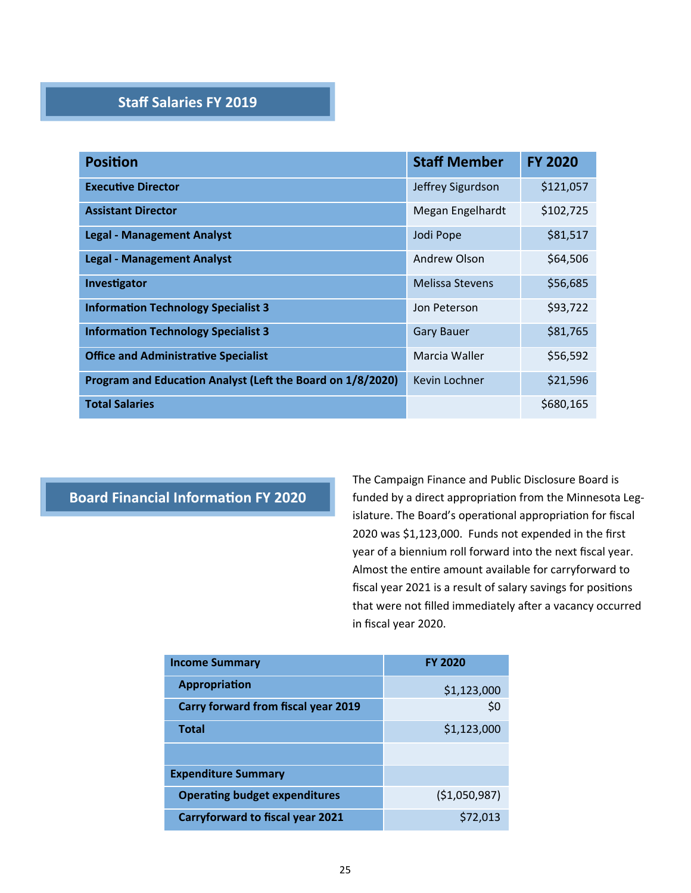## Staff Salaries FY 2019

| Position | Staff Member | FY 2020 |
|---|---|---|
| **Executive Director** | Jeffrey Sigurdson | $121,057 |
| **Assistant Director** | Megan Engelhardt | $102,725 |
| **Legal - Management Analyst** | Jodi Pope | $81,517 |
| **Legal - Management Analyst** | Andrew Olson | $64,506 |
| **Investigator** | Melissa Stevens | $56,685 |
| **Information Technology Specialist 3** | Jon Peterson | $93,722 |
| **Information Technology Specialist 3** | Gary Bauer | $81,765 |
| **Office and Administrative Specialist** | Marcia Waller | $56,592 |
| **Program and Education Analyst (Left the Board on 1/8/2020)** | Kevin Lochner | $21,596 |
| **Total Salaries** | | $680,165 |

## Board Financial Information FY 2020

The Campaign Finance and Public Disclosure Board is funded by a direct appropriation from the Minnesota Legislature. The Board's operational appropriation for fiscal 2020 was $1,123,000. Funds not expended in the first year of a biennium roll forward into the next fiscal year. Almost the entire amount available for carryforward to fiscal year 2021 is a result of salary savings for positions that were not filled immediately after a vacancy occurred in fiscal year 2020.

| Income Summary | FY 2020 |
|---|---|
| **Appropriation** | $1,123,000 |
| **Carry forward from fiscal year 2019** | $0 |
| **Total** | $1,123,000 |
| | |
| **Expenditure Summary** | |
| **Operating budget expenditures** | ($1,050,987) |
| **Carryforward to fiscal year 2021** | $72,013 |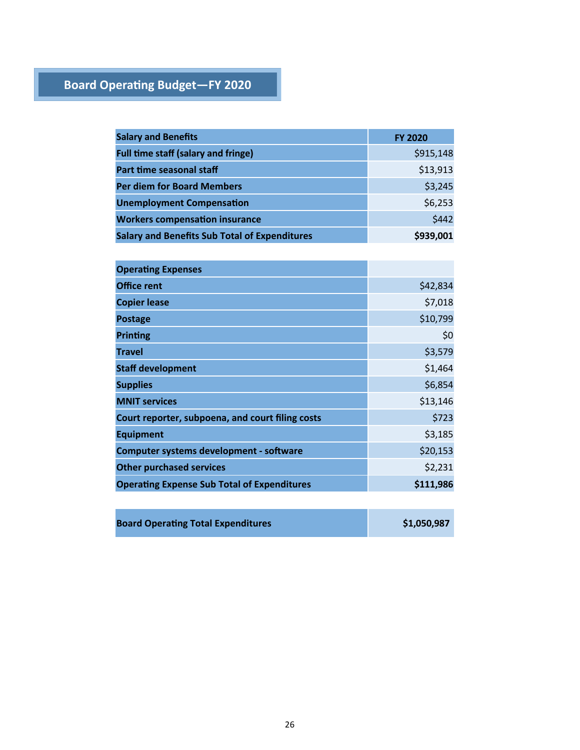## Board Operating Budget—FY 2020

| Salary and Benefits | FY 2020 |
|---|---|
| Full time staff (salary and fringe) | $915,148 |
| Part time seasonal staff | $13,913 |
| Per diem for Board Members | $3,245 |
| Unemployment Compensation | $6,253 |
| Workers compensation insurance | $442 |
| **Salary and Benefits Sub Total of Expenditures** | **$939,001** |

| Operating Expenses | |
|---|---|
| Office rent | $42,834 |
| Copier lease | $7,018 |
| Postage | $10,799 |
| Printing | $0 |
| Travel | $3,579 |
| Staff development | $1,464 |
| Supplies | $6,854 |
| MNIT services | $13,146 |
| Court reporter, subpoena, and court filing costs | $723 |
| Equipment | $3,185 |
| Computer systems development - software | $20,153 |
| Other purchased services | $2,231 |
| **Operating Expense Sub Total of Expenditures** | **$111,986** |

| Board Operating Total Expenditures | $1,050,987 |
|---|---|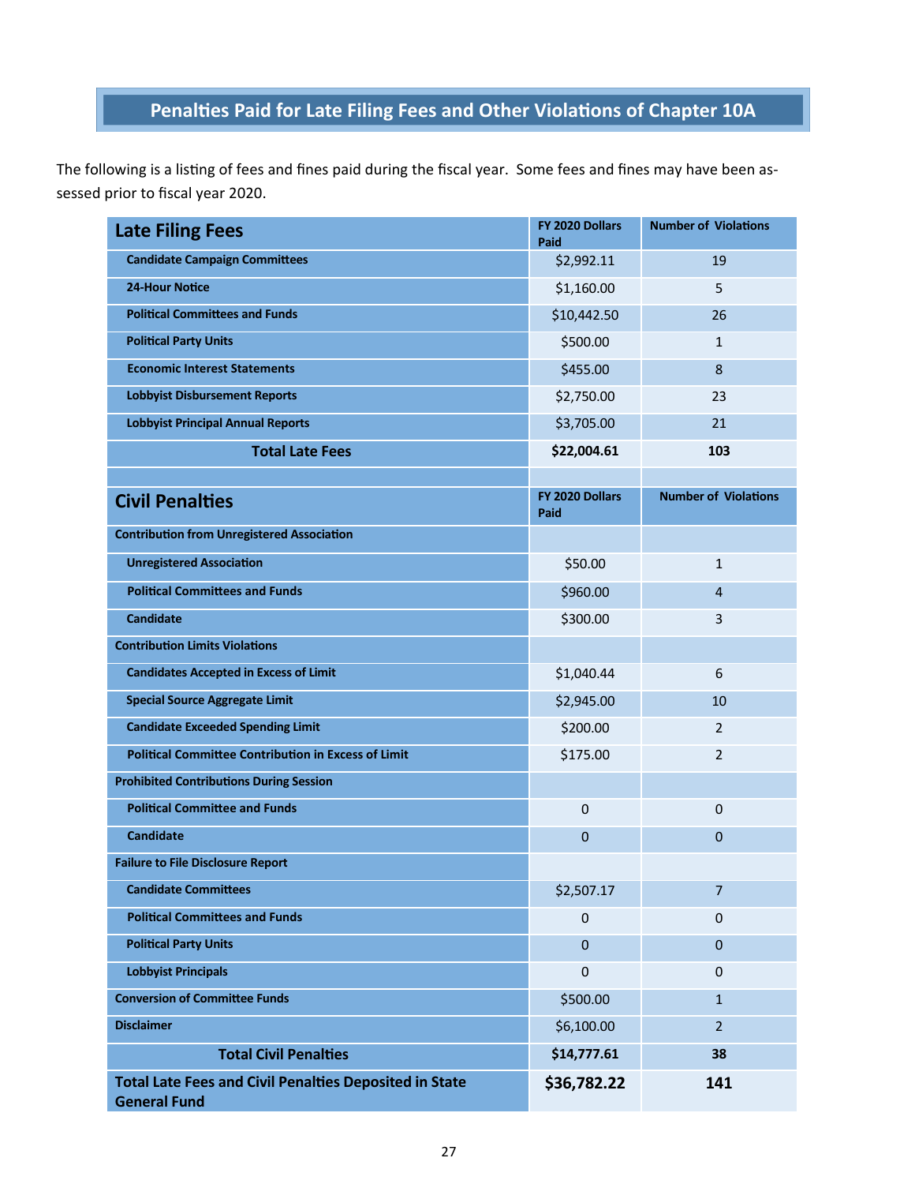## Penalties Paid for Late Filing Fees and Other Violations of Chapter 10A

The following is a listing of fees and fines paid during the fiscal year. Some fees and fines may have been assessed prior to fiscal year 2020.

| Late Filing Fees | FY 2020 Dollars Paid | Number of Violations |
|---|---|---|
| **Candidate Campaign Committees** | $2,992.11 | 19 |
| **24-Hour Notice** | $1,160.00 | 5 |
| **Political Committees and Funds** | $10,442.50 | 26 |
| **Political Party Units** | $500.00 | 1 |
| **Economic Interest Statements** | $455.00 | 8 |
| **Lobbyist Disbursement Reports** | $2,750.00 | 23 |
| **Lobbyist Principal Annual Reports** | $3,705.00 | 21 |
| **Total Late Fees** | **$22,004.61** | **103** |

| Civil Penalties | FY 2020 Dollars Paid | Number of Violations |
|---|---|---|
| **Contribution from Unregistered Association** | | |
| **Unregistered Association** | $50.00 | 1 |
| **Political Committees and Funds** | $960.00 | 4 |
| **Candidate** | $300.00 | 3 |
| **Contribution Limits Violations** | | |
| **Candidates Accepted in Excess of Limit** | $1,040.44 | 6 |
| **Special Source Aggregate Limit** | $2,945.00 | 10 |
| **Candidate Exceeded Spending Limit** | $200.00 | 2 |
| **Political Committee Contribution in Excess of Limit** | $175.00 | 2 |
| **Prohibited Contributions During Session** | | |
| **Political Committee and Funds** | 0 | 0 |
| **Candidate** | 0 | 0 |
| **Failure to File Disclosure Report** | | |
| **Candidate Committees** | $2,507.17 | 7 |
| **Political Committees and Funds** | 0 | 0 |
| **Political Party Units** | 0 | 0 |
| **Lobbyist Principals** | 0 | 0 |
| **Conversion of Committee Funds** | $500.00 | 1 |
| **Disclaimer** | $6,100.00 | 2 |
| **Total Civil Penalties** | **$14,777.61** | **38** |
| **Total Late Fees and Civil Penalties Deposited in State General Fund** | **$36,782.22** | **141** |